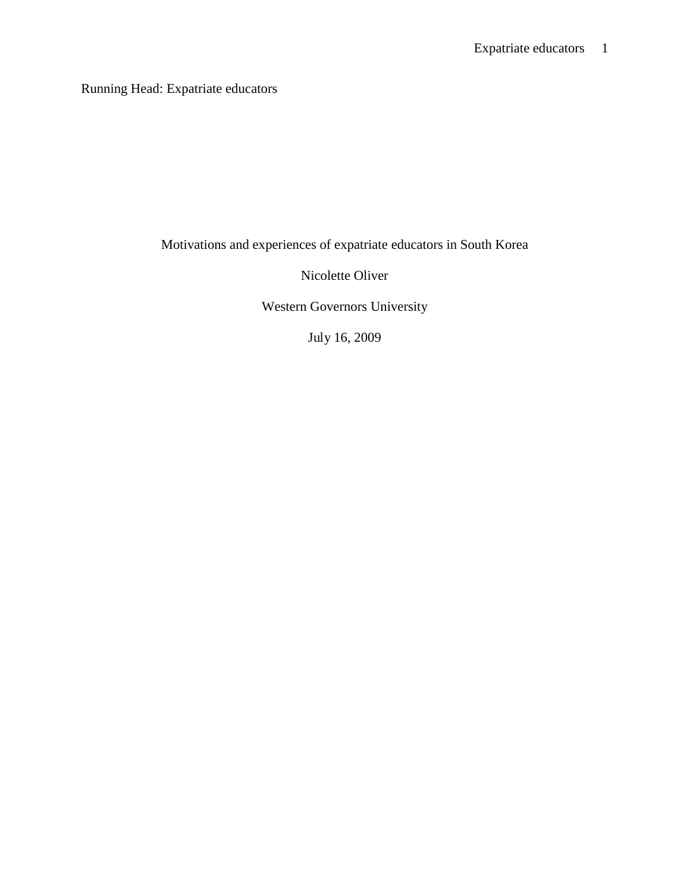Running Head: Expatriate educators

Motivations and experiences of expatriate educators in South Korea

Nicolette Oliver

Western Governors University

July 16, 2009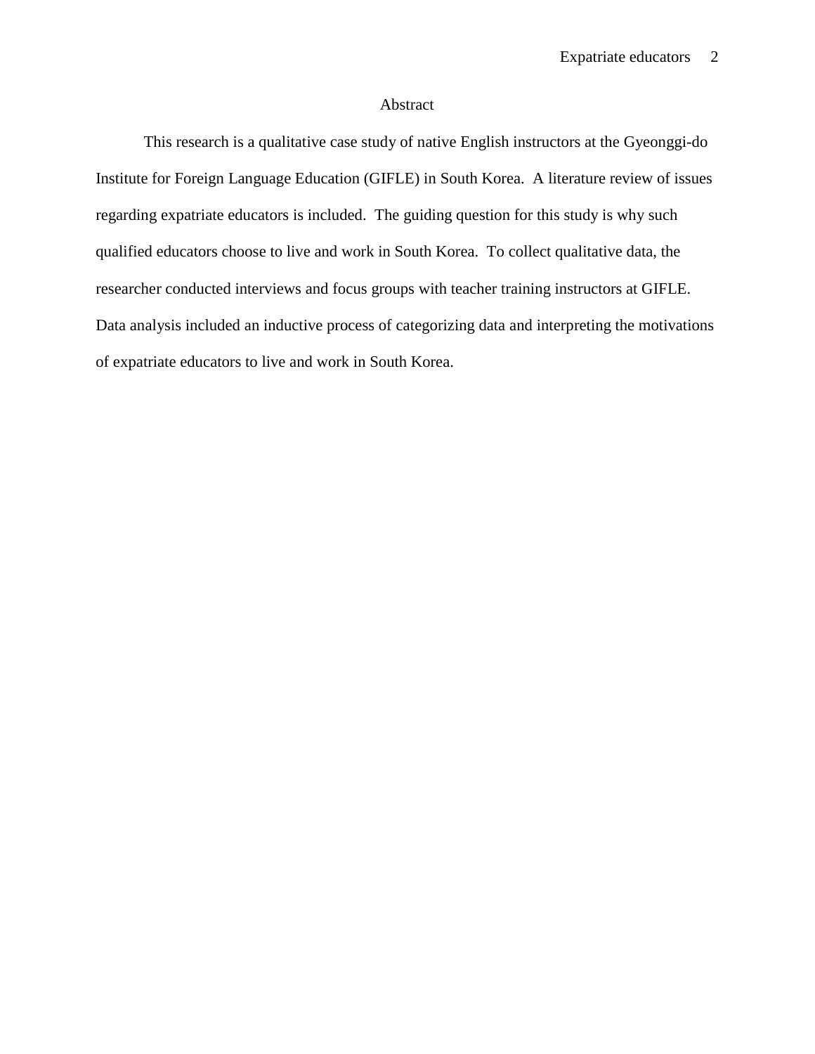# Abstract

This research is a qualitative case study of native English instructors at the Gyeonggi-do Institute for Foreign Language Education (GIFLE) in South Korea. A literature review of issues regarding expatriate educators is included. The guiding question for this study is why such qualified educators choose to live and work in South Korea. To collect qualitative data, the researcher conducted interviews and focus groups with teacher training instructors at GIFLE. Data analysis included an inductive process of categorizing data and interpreting the motivations of expatriate educators to live and work in South Korea.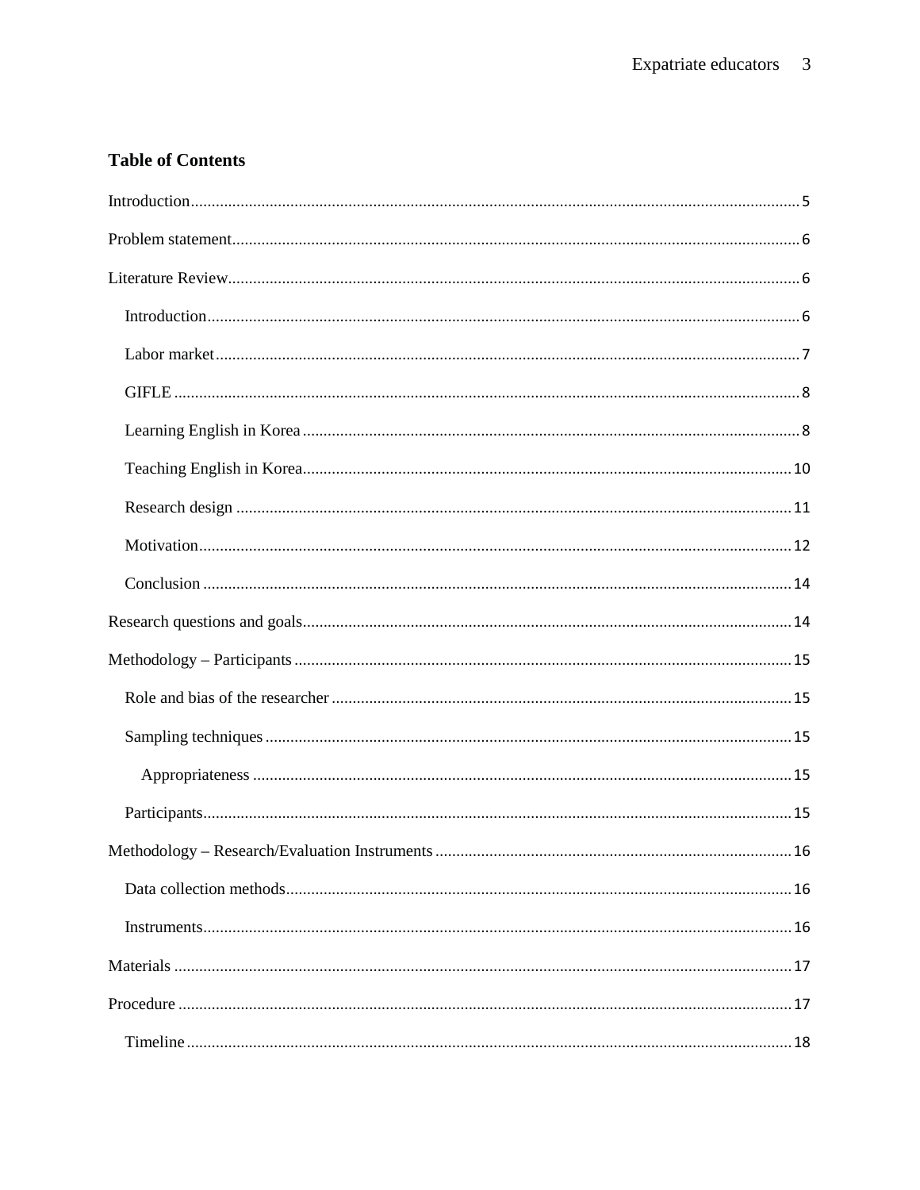## Table of Contents

Introduction ........ 5

Problem statement ........ 6

Literature Review ........ 6

- Introduction ........ 6
- Labor market ........ 7
- GIFLE ........ 8
- Learning English in Korea ........ 8
- Teaching English in Korea ........ 10
- Research design ........ 11
- Motivation ........ 12
- Conclusion ........ 14

Research questions and goals ........ 14

Methodology – Participants ........ 15

- Role and bias of the researcher ........ 15
- Sampling techniques ........ 15
  - Appropriateness ........ 15
- Participants ........ 15

Methodology – Research/Evaluation Instruments ........ 16

- Data collection methods ........ 16
- Instruments ........ 16

Materials ........ 17

Procedure ........ 17

- Timeline ........ 18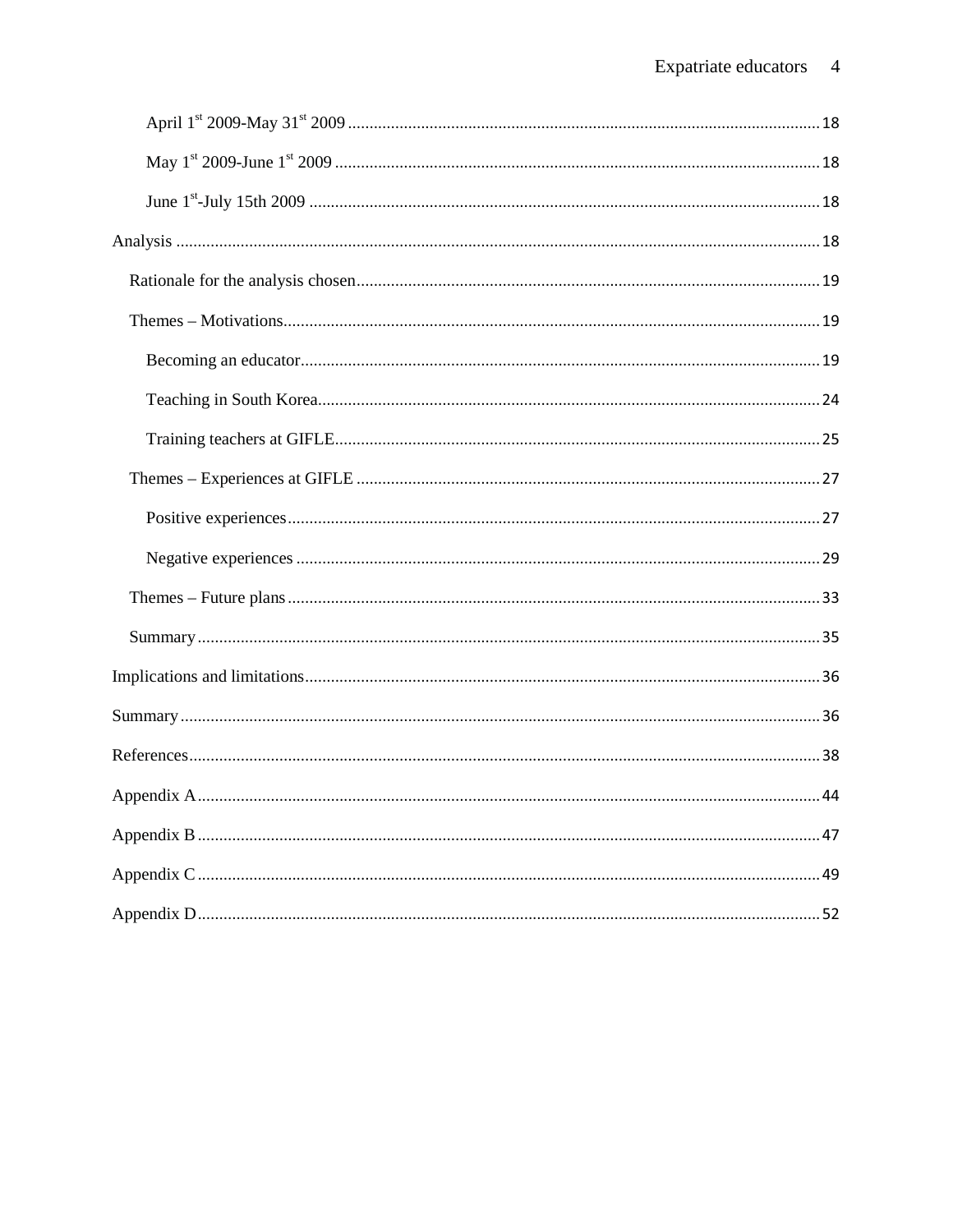April 1st 2009-May 31st 2009 ........................................................................................................................ 18

May 1st 2009-June 1st 2009 ........................................................................................................................ 18

June 1st-July 15th 2009 ................................................................................................................................ 18

Analysis ........................................................................................................................................................ 18

Rationale for the analysis chosen ........................................................................................................... 19

Themes – Motivations ............................................................................................................................. 19

Becoming an educator ............................................................................................................................ 19

Teaching in South Korea ......................................................................................................................... 24

Training teachers at GIFLE ..................................................................................................................... 25

Themes – Experiences at GIFLE ............................................................................................................. 27

Positive experiences ................................................................................................................................ 27

Negative experiences .............................................................................................................................. 29

Themes – Future plans ............................................................................................................................ 33

Summary .................................................................................................................................................. 35

Implications and limitations ...................................................................................................................... 36

Summary ...................................................................................................................................................... 36

References .................................................................................................................................................... 38

Appendix A .................................................................................................................................................. 44

Appendix B .................................................................................................................................................. 47

Appendix C .................................................................................................................................................. 49

Appendix D .................................................................................................................................................. 52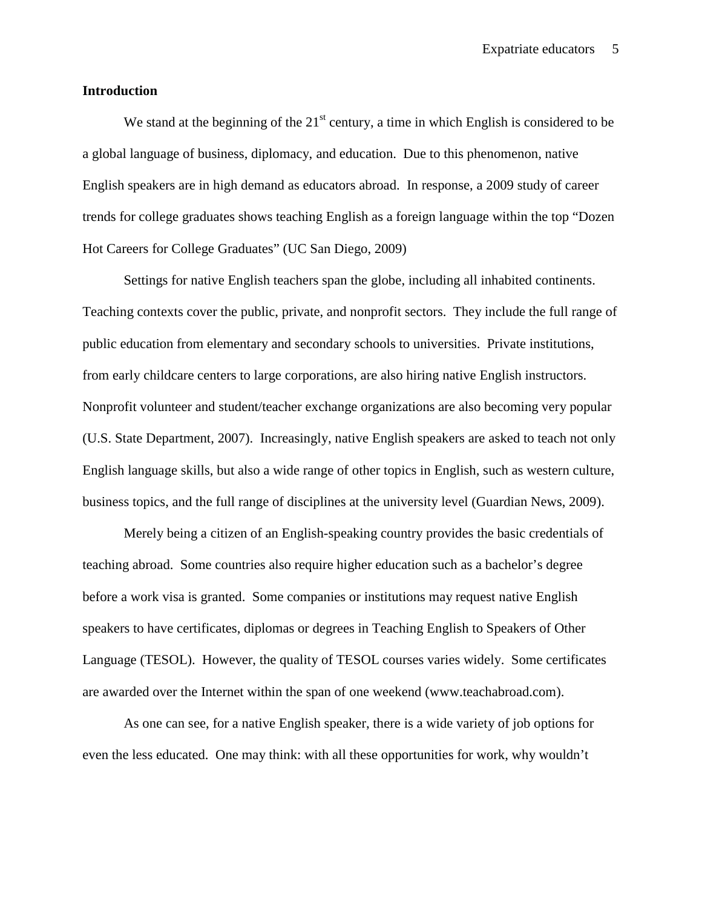## Introduction

We stand at the beginning of the 21st century, a time in which English is considered to be a global language of business, diplomacy, and education. Due to this phenomenon, native English speakers are in high demand as educators abroad. In response, a 2009 study of career trends for college graduates shows teaching English as a foreign language within the top "Dozen Hot Careers for College Graduates" (UC San Diego, 2009)

Settings for native English teachers span the globe, including all inhabited continents. Teaching contexts cover the public, private, and nonprofit sectors. They include the full range of public education from elementary and secondary schools to universities. Private institutions, from early childcare centers to large corporations, are also hiring native English instructors. Nonprofit volunteer and student/teacher exchange organizations are also becoming very popular (U.S. State Department, 2007). Increasingly, native English speakers are asked to teach not only English language skills, but also a wide range of other topics in English, such as western culture, business topics, and the full range of disciplines at the university level (Guardian News, 2009).

Merely being a citizen of an English-speaking country provides the basic credentials of teaching abroad. Some countries also require higher education such as a bachelor's degree before a work visa is granted. Some companies or institutions may request native English speakers to have certificates, diplomas or degrees in Teaching English to Speakers of Other Language (TESOL). However, the quality of TESOL courses varies widely. Some certificates are awarded over the Internet within the span of one weekend (www.teachabroad.com).

As one can see, for a native English speaker, there is a wide variety of job options for even the less educated. One may think: with all these opportunities for work, why wouldn't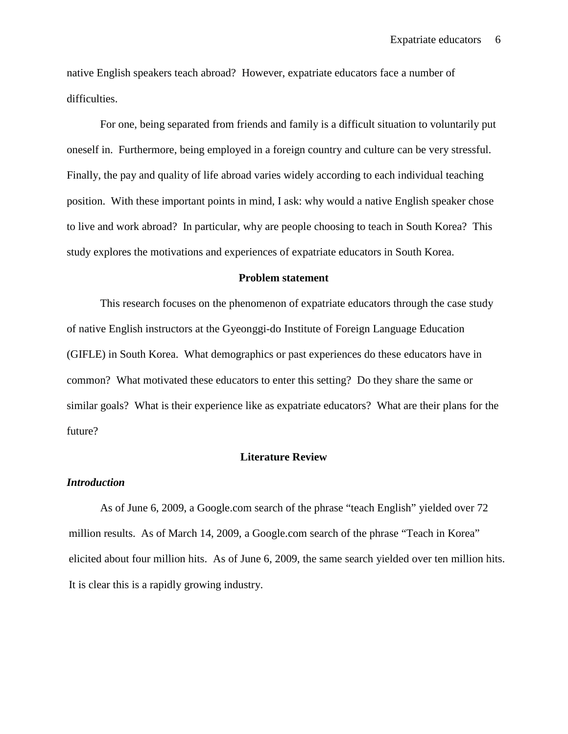native English speakers teach abroad? However, expatriate educators face a number of difficulties.

For one, being separated from friends and family is a difficult situation to voluntarily put oneself in. Furthermore, being employed in a foreign country and culture can be very stressful. Finally, the pay and quality of life abroad varies widely according to each individual teaching position. With these important points in mind, I ask: why would a native English speaker chose to live and work abroad? In particular, why are people choosing to teach in South Korea? This study explores the motivations and experiences of expatriate educators in South Korea.

## Problem statement

This research focuses on the phenomenon of expatriate educators through the case study of native English instructors at the Gyeonggi-do Institute of Foreign Language Education (GIFLE) in South Korea. What demographics or past experiences do these educators have in common? What motivated these educators to enter this setting? Do they share the same or similar goals? What is their experience like as expatriate educators? What are their plans for the future?

## Literature Review

### *Introduction*

As of June 6, 2009, a Google.com search of the phrase "teach English" yielded over 72 million results. As of March 14, 2009, a Google.com search of the phrase "Teach in Korea" elicited about four million hits. As of June 6, 2009, the same search yielded over ten million hits. It is clear this is a rapidly growing industry.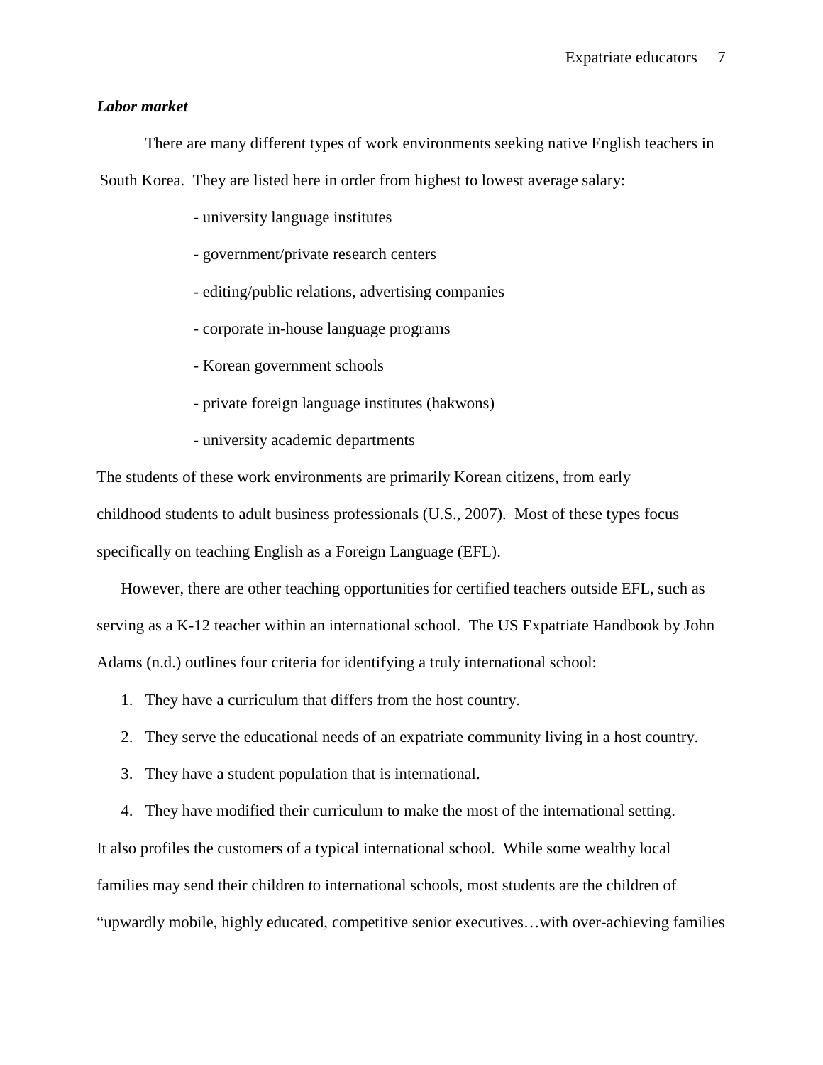***Labor market***

There are many different types of work environments seeking native English teachers in South Korea. They are listed here in order from highest to lowest average salary:

- university language institutes
- government/private research centers
- editing/public relations, advertising companies
- corporate in-house language programs
- Korean government schools
- private foreign language institutes (hakwons)
- university academic departments

The students of these work environments are primarily Korean citizens, from early childhood students to adult business professionals (U.S., 2007). Most of these types focus specifically on teaching English as a Foreign Language (EFL).

However, there are other teaching opportunities for certified teachers outside EFL, such as serving as a K-12 teacher within an international school. The US Expatriate Handbook by John Adams (n.d.) outlines four criteria for identifying a truly international school:

1. They have a curriculum that differs from the host country.
2. They serve the educational needs of an expatriate community living in a host country.
3. They have a student population that is international.
4. They have modified their curriculum to make the most of the international setting.

It also profiles the customers of a typical international school. While some wealthy local families may send their children to international schools, most students are the children of "upwardly mobile, highly educated, competitive senior executives…with over-achieving families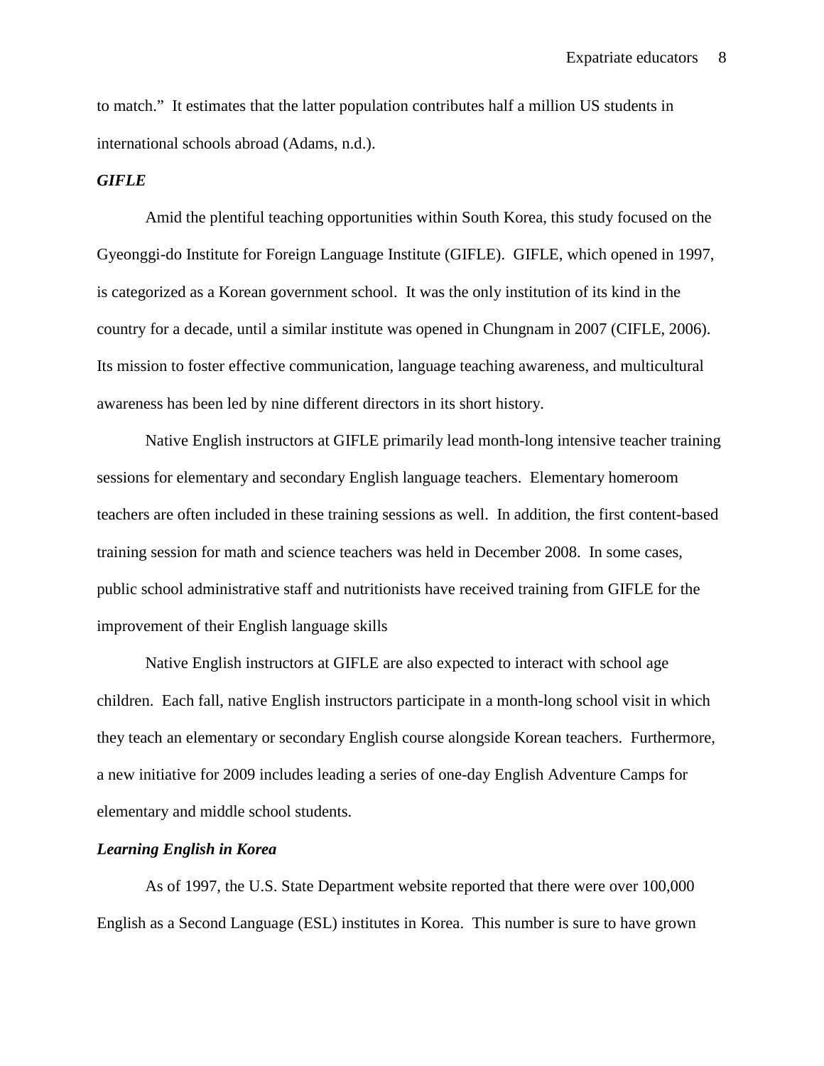to match." It estimates that the latter population contributes half a million US students in international schools abroad (Adams, n.d.).

### ***GIFLE***

Amid the plentiful teaching opportunities within South Korea, this study focused on the Gyeonggi-do Institute for Foreign Language Institute (GIFLE). GIFLE, which opened in 1997, is categorized as a Korean government school. It was the only institution of its kind in the country for a decade, until a similar institute was opened in Chungnam in 2007 (CIFLE, 2006). Its mission to foster effective communication, language teaching awareness, and multicultural awareness has been led by nine different directors in its short history.

Native English instructors at GIFLE primarily lead month-long intensive teacher training sessions for elementary and secondary English language teachers. Elementary homeroom teachers are often included in these training sessions as well. In addition, the first content-based training session for math and science teachers was held in December 2008. In some cases, public school administrative staff and nutritionists have received training from GIFLE for the improvement of their English language skills

Native English instructors at GIFLE are also expected to interact with school age children. Each fall, native English instructors participate in a month-long school visit in which they teach an elementary or secondary English course alongside Korean teachers. Furthermore, a new initiative for 2009 includes leading a series of one-day English Adventure Camps for elementary and middle school students.

### ***Learning English in Korea***

As of 1997, the U.S. State Department website reported that there were over 100,000 English as a Second Language (ESL) institutes in Korea. This number is sure to have grown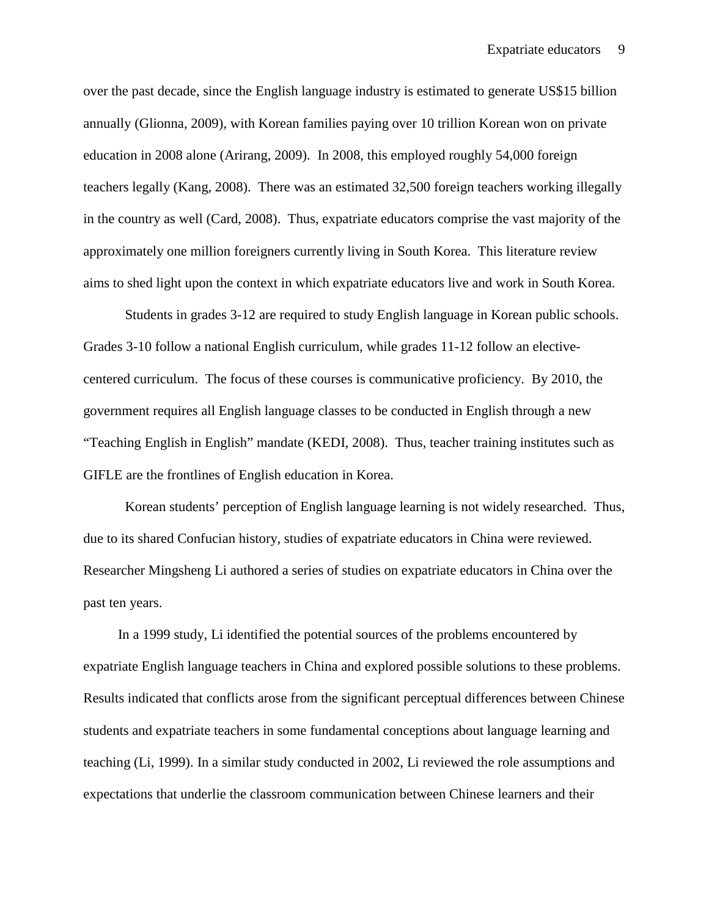over the past decade, since the English language industry is estimated to generate US$15 billion annually (Glionna, 2009), with Korean families paying over 10 trillion Korean won on private education in 2008 alone (Arirang, 2009). In 2008, this employed roughly 54,000 foreign teachers legally (Kang, 2008). There was an estimated 32,500 foreign teachers working illegally in the country as well (Card, 2008). Thus, expatriate educators comprise the vast majority of the approximately one million foreigners currently living in South Korea. This literature review aims to shed light upon the context in which expatriate educators live and work in South Korea.

Students in grades 3-12 are required to study English language in Korean public schools. Grades 3-10 follow a national English curriculum, while grades 11-12 follow an elective-centered curriculum. The focus of these courses is communicative proficiency. By 2010, the government requires all English language classes to be conducted in English through a new "Teaching English in English" mandate (KEDI, 2008). Thus, teacher training institutes such as GIFLE are the frontlines of English education in Korea.

Korean students' perception of English language learning is not widely researched. Thus, due to its shared Confucian history, studies of expatriate educators in China were reviewed. Researcher Mingsheng Li authored a series of studies on expatriate educators in China over the past ten years.

In a 1999 study, Li identified the potential sources of the problems encountered by expatriate English language teachers in China and explored possible solutions to these problems. Results indicated that conflicts arose from the significant perceptual differences between Chinese students and expatriate teachers in some fundamental conceptions about language learning and teaching (Li, 1999). In a similar study conducted in 2002, Li reviewed the role assumptions and expectations that underlie the classroom communication between Chinese learners and their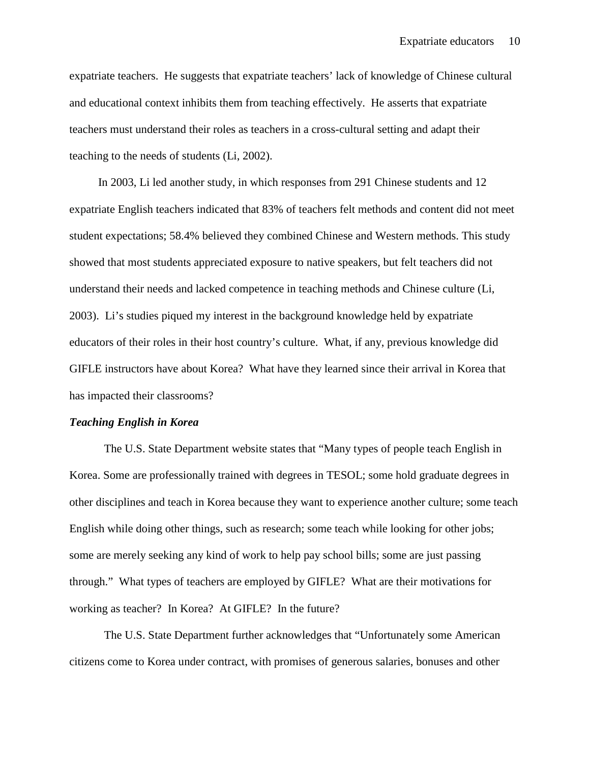expatriate teachers. He suggests that expatriate teachers' lack of knowledge of Chinese cultural and educational context inhibits them from teaching effectively. He asserts that expatriate teachers must understand their roles as teachers in a cross-cultural setting and adapt their teaching to the needs of students (Li, 2002).

In 2003, Li led another study, in which responses from 291 Chinese students and 12 expatriate English teachers indicated that 83% of teachers felt methods and content did not meet student expectations; 58.4% believed they combined Chinese and Western methods. This study showed that most students appreciated exposure to native speakers, but felt teachers did not understand their needs and lacked competence in teaching methods and Chinese culture (Li, 2003). Li's studies piqued my interest in the background knowledge held by expatriate educators of their roles in their host country's culture. What, if any, previous knowledge did GIFLE instructors have about Korea? What have they learned since their arrival in Korea that has impacted their classrooms?

***Teaching English in Korea***

The U.S. State Department website states that "Many types of people teach English in Korea. Some are professionally trained with degrees in TESOL; some hold graduate degrees in other disciplines and teach in Korea because they want to experience another culture; some teach English while doing other things, such as research; some teach while looking for other jobs; some are merely seeking any kind of work to help pay school bills; some are just passing through." What types of teachers are employed by GIFLE? What are their motivations for working as teacher? In Korea? At GIFLE? In the future?

The U.S. State Department further acknowledges that "Unfortunately some American citizens come to Korea under contract, with promises of generous salaries, bonuses and other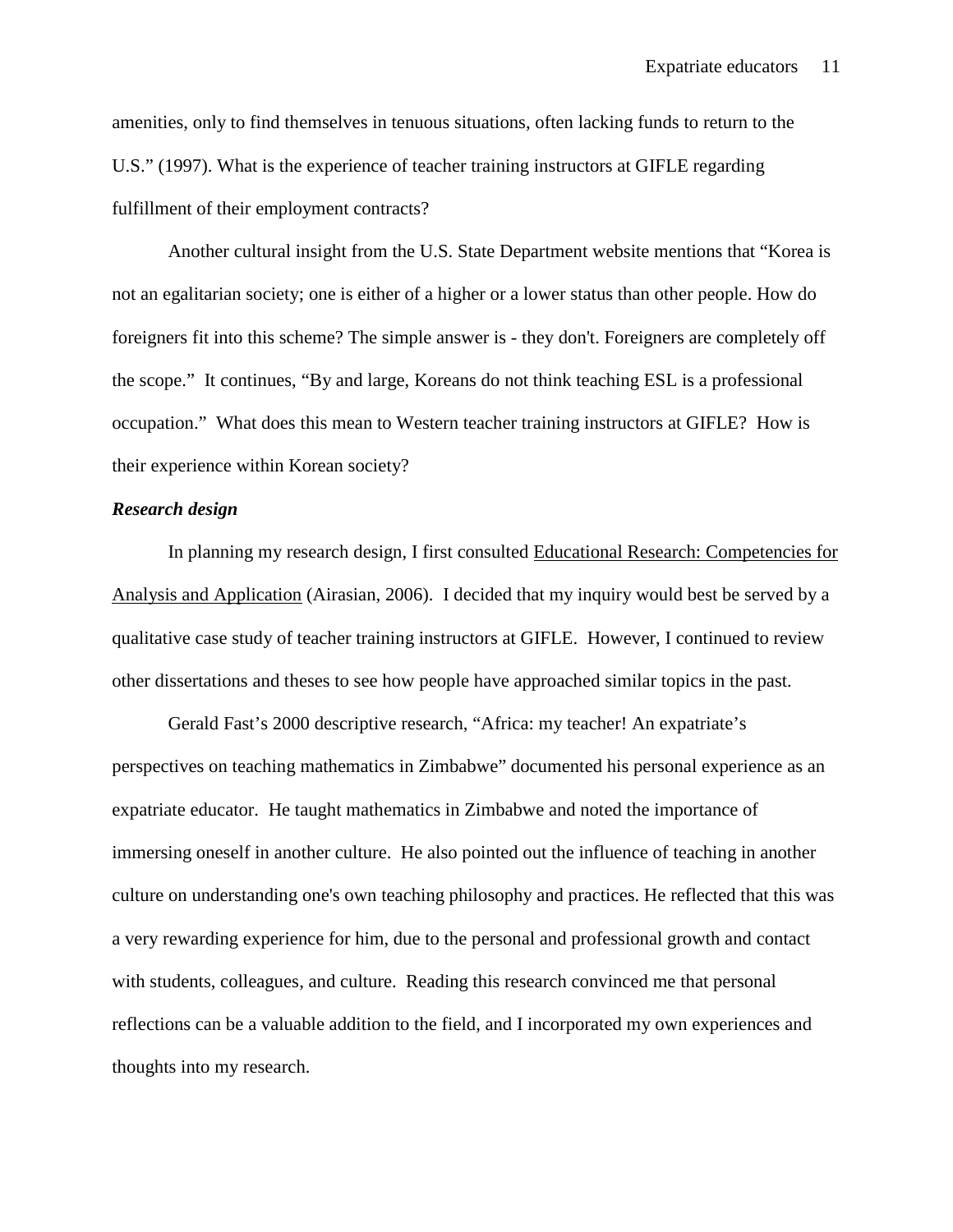amenities, only to find themselves in tenuous situations, often lacking funds to return to the U.S." (1997). What is the experience of teacher training instructors at GIFLE regarding fulfillment of their employment contracts?

Another cultural insight from the U.S. State Department website mentions that "Korea is not an egalitarian society; one is either of a higher or a lower status than other people. How do foreigners fit into this scheme? The simple answer is - they don't. Foreigners are completely off the scope." It continues, "By and large, Koreans do not think teaching ESL is a professional occupation." What does this mean to Western teacher training instructors at GIFLE? How is their experience within Korean society?

***Research design***

In planning my research design, I first consulted <u>Educational Research: Competencies for Analysis and Application</u> (Airasian, 2006). I decided that my inquiry would best be served by a qualitative case study of teacher training instructors at GIFLE. However, I continued to review other dissertations and theses to see how people have approached similar topics in the past.

Gerald Fast's 2000 descriptive research, "Africa: my teacher! An expatriate's perspectives on teaching mathematics in Zimbabwe" documented his personal experience as an expatriate educator. He taught mathematics in Zimbabwe and noted the importance of immersing oneself in another culture. He also pointed out the influence of teaching in another culture on understanding one's own teaching philosophy and practices. He reflected that this was a very rewarding experience for him, due to the personal and professional growth and contact with students, colleagues, and culture. Reading this research convinced me that personal reflections can be a valuable addition to the field, and I incorporated my own experiences and thoughts into my research.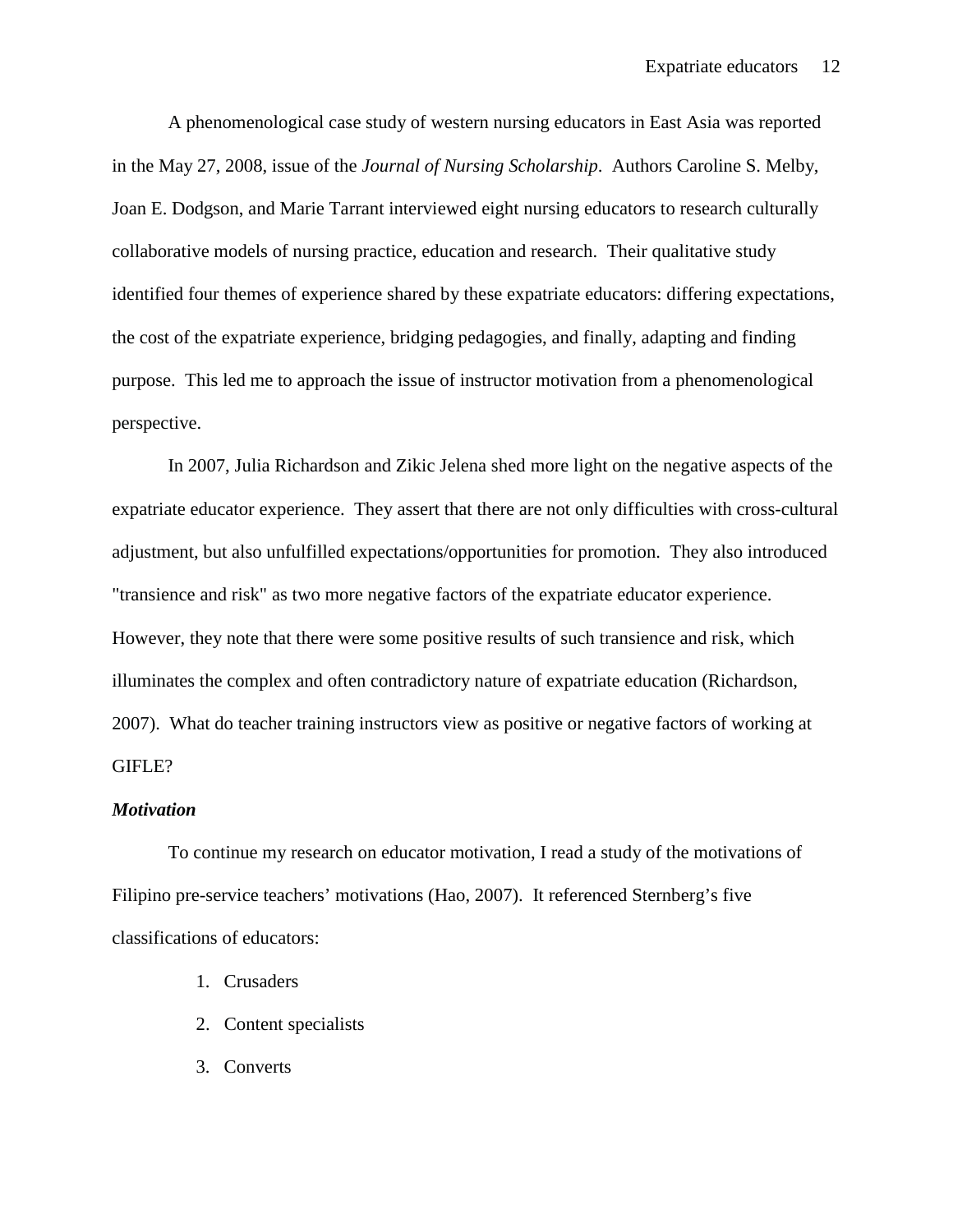A phenomenological case study of western nursing educators in East Asia was reported in the May 27, 2008, issue of the *Journal of Nursing Scholarship*. Authors Caroline S. Melby, Joan E. Dodgson, and Marie Tarrant interviewed eight nursing educators to research culturally collaborative models of nursing practice, education and research. Their qualitative study identified four themes of experience shared by these expatriate educators: differing expectations, the cost of the expatriate experience, bridging pedagogies, and finally, adapting and finding purpose. This led me to approach the issue of instructor motivation from a phenomenological perspective.

In 2007, Julia Richardson and Zikic Jelena shed more light on the negative aspects of the expatriate educator experience. They assert that there are not only difficulties with cross-cultural adjustment, but also unfulfilled expectations/opportunities for promotion. They also introduced "transience and risk" as two more negative factors of the expatriate educator experience. However, they note that there were some positive results of such transience and risk, which illuminates the complex and often contradictory nature of expatriate education (Richardson, 2007). What do teacher training instructors view as positive or negative factors of working at GIFLE?

### *Motivation*

To continue my research on educator motivation, I read a study of the motivations of Filipino pre-service teachers' motivations (Hao, 2007). It referenced Sternberg's five classifications of educators:

1. Crusaders
2. Content specialists
3. Converts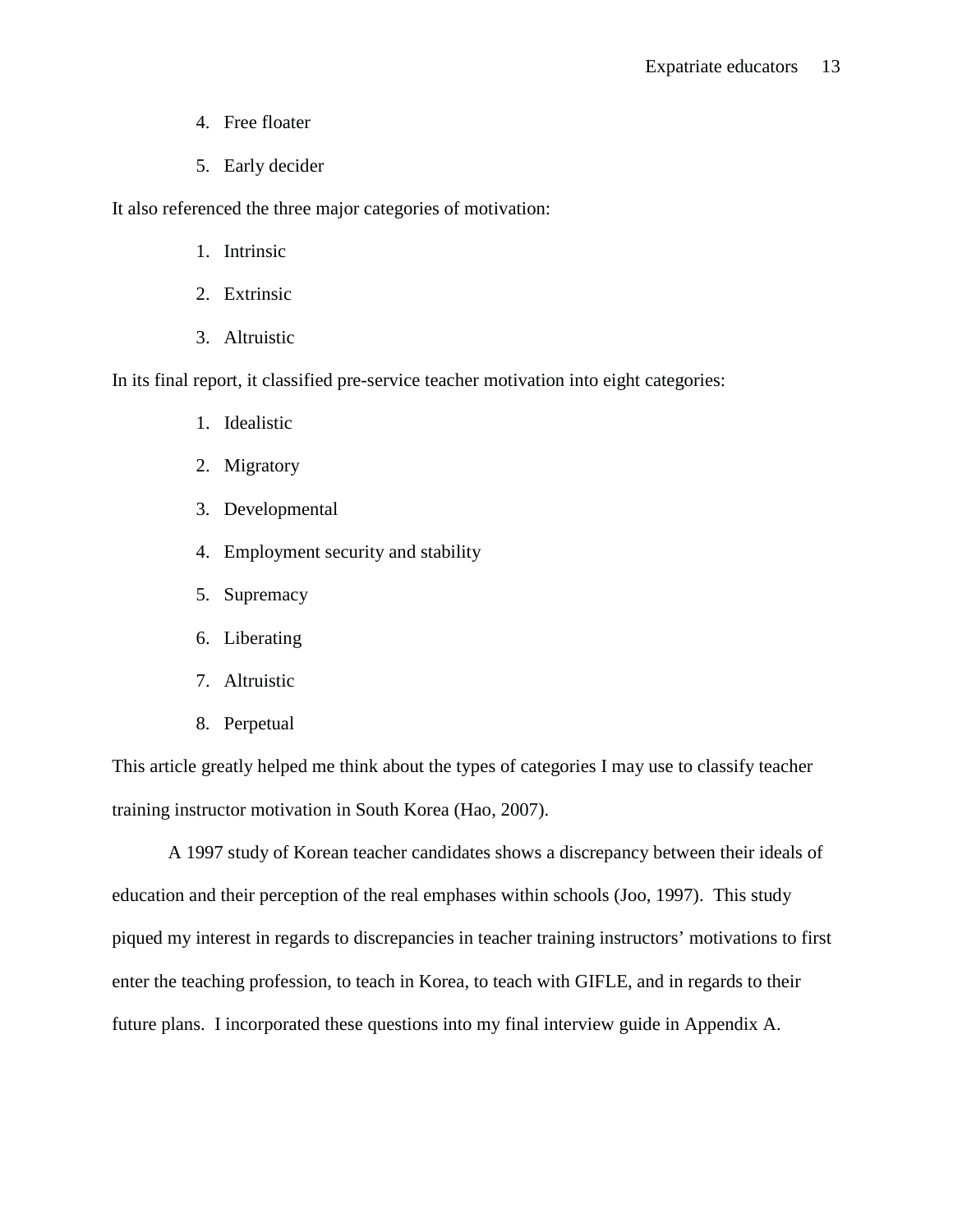4. Free floater
5. Early decider

It also referenced the three major categories of motivation:

1. Intrinsic
2. Extrinsic
3. Altruistic

In its final report, it classified pre-service teacher motivation into eight categories:

1. Idealistic
2. Migratory
3. Developmental
4. Employment security and stability
5. Supremacy
6. Liberating
7. Altruistic
8. Perpetual

This article greatly helped me think about the types of categories I may use to classify teacher training instructor motivation in South Korea (Hao, 2007).

A 1997 study of Korean teacher candidates shows a discrepancy between their ideals of education and their perception of the real emphases within schools (Joo, 1997). This study piqued my interest in regards to discrepancies in teacher training instructors' motivations to first enter the teaching profession, to teach in Korea, to teach with GIFLE, and in regards to their future plans. I incorporated these questions into my final interview guide in Appendix A.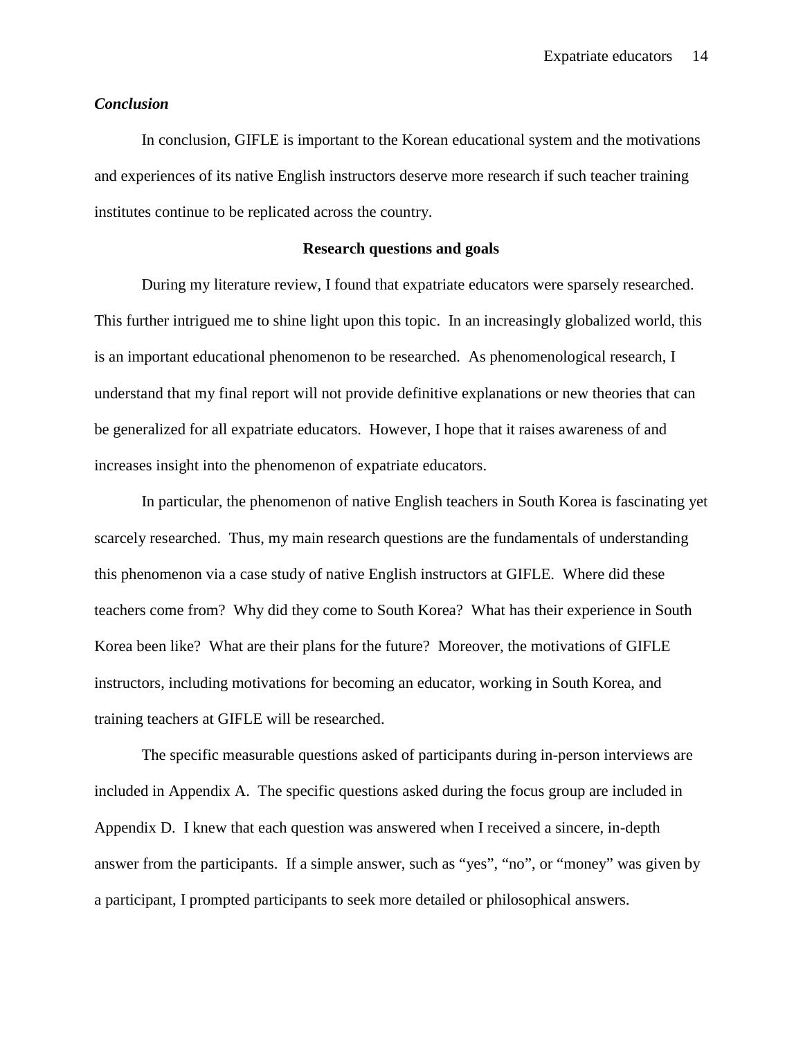### *Conclusion*

In conclusion, GIFLE is important to the Korean educational system and the motivations and experiences of its native English instructors deserve more research if such teacher training institutes continue to be replicated across the country.

## Research questions and goals

During my literature review, I found that expatriate educators were sparsely researched. This further intrigued me to shine light upon this topic. In an increasingly globalized world, this is an important educational phenomenon to be researched. As phenomenological research, I understand that my final report will not provide definitive explanations or new theories that can be generalized for all expatriate educators. However, I hope that it raises awareness of and increases insight into the phenomenon of expatriate educators.

In particular, the phenomenon of native English teachers in South Korea is fascinating yet scarcely researched. Thus, my main research questions are the fundamentals of understanding this phenomenon via a case study of native English instructors at GIFLE. Where did these teachers come from? Why did they come to South Korea? What has their experience in South Korea been like? What are their plans for the future? Moreover, the motivations of GIFLE instructors, including motivations for becoming an educator, working in South Korea, and training teachers at GIFLE will be researched.

The specific measurable questions asked of participants during in-person interviews are included in Appendix A. The specific questions asked during the focus group are included in Appendix D. I knew that each question was answered when I received a sincere, in-depth answer from the participants. If a simple answer, such as "yes", "no", or "money" was given by a participant, I prompted participants to seek more detailed or philosophical answers.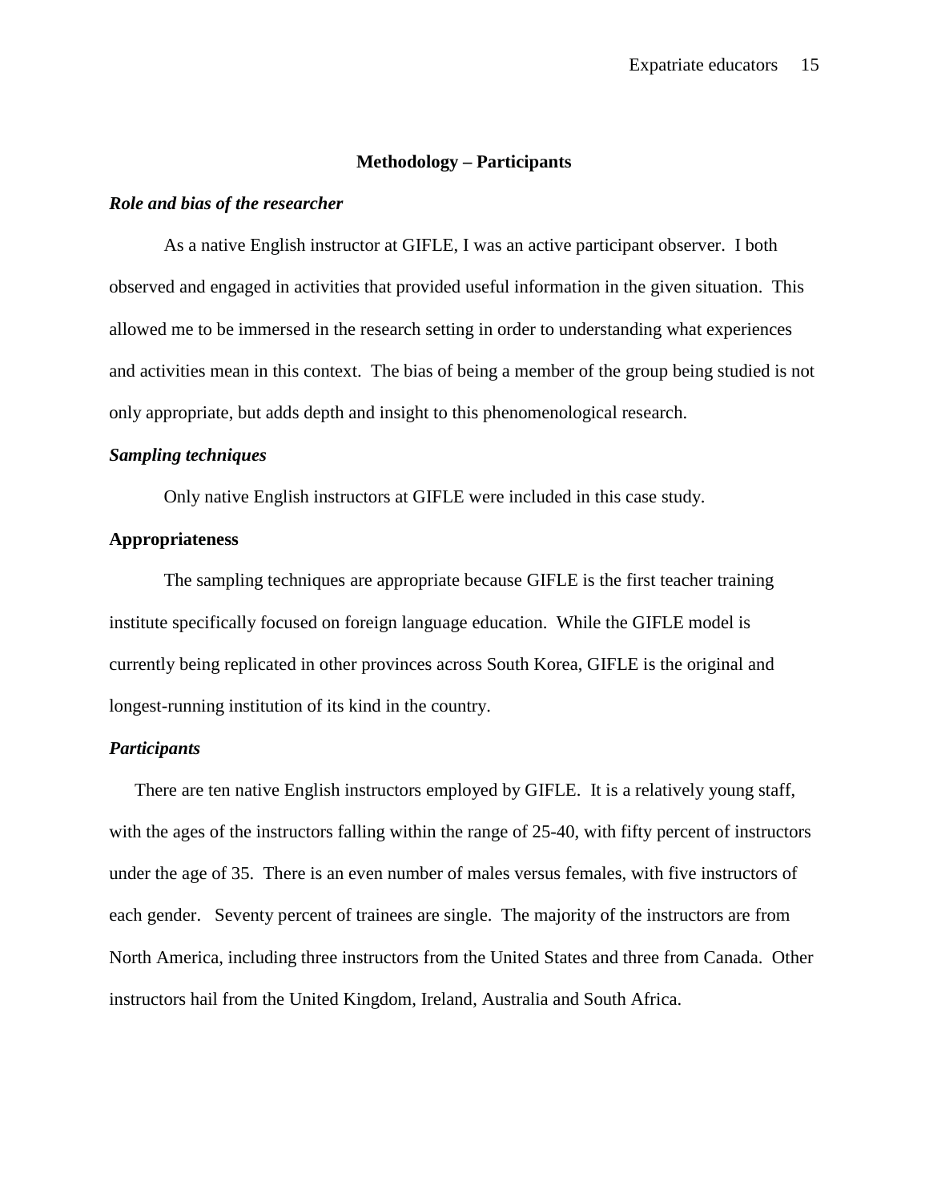## Methodology – Participants

***Role and bias of the researcher***

As a native English instructor at GIFLE, I was an active participant observer. I both observed and engaged in activities that provided useful information in the given situation. This allowed me to be immersed in the research setting in order to understanding what experiences and activities mean in this context. The bias of being a member of the group being studied is not only appropriate, but adds depth and insight to this phenomenological research.

***Sampling techniques***

Only native English instructors at GIFLE were included in this case study.

**Appropriateness**

The sampling techniques are appropriate because GIFLE is the first teacher training institute specifically focused on foreign language education. While the GIFLE model is currently being replicated in other provinces across South Korea, GIFLE is the original and longest-running institution of its kind in the country.

***Participants***

There are ten native English instructors employed by GIFLE. It is a relatively young staff, with the ages of the instructors falling within the range of 25-40, with fifty percent of instructors under the age of 35. There is an even number of males versus females, with five instructors of each gender. Seventy percent of trainees are single. The majority of the instructors are from North America, including three instructors from the United States and three from Canada. Other instructors hail from the United Kingdom, Ireland, Australia and South Africa.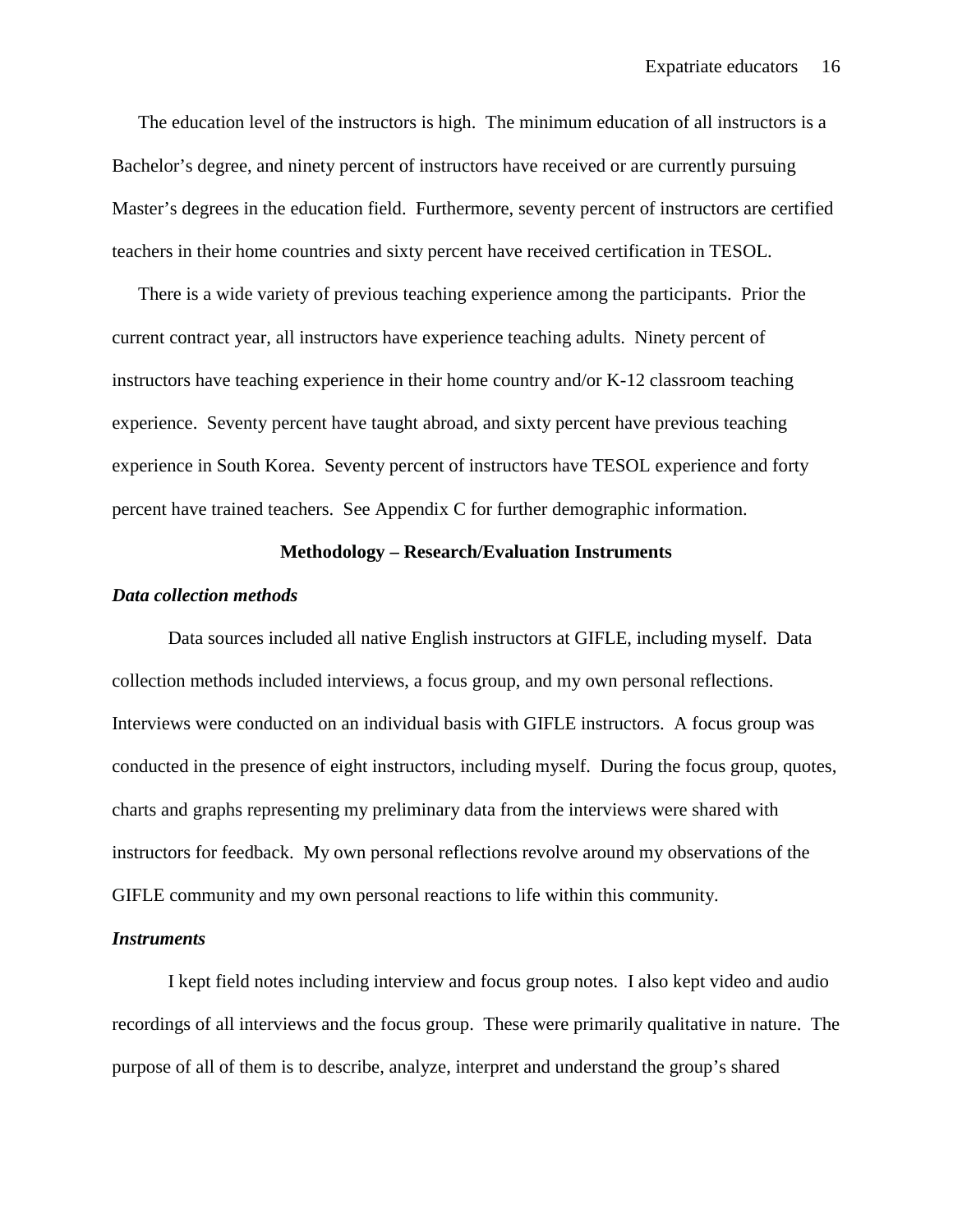The education level of the instructors is high. The minimum education of all instructors is a Bachelor's degree, and ninety percent of instructors have received or are currently pursuing Master's degrees in the education field. Furthermore, seventy percent of instructors are certified teachers in their home countries and sixty percent have received certification in TESOL.

There is a wide variety of previous teaching experience among the participants. Prior the current contract year, all instructors have experience teaching adults. Ninety percent of instructors have teaching experience in their home country and/or K-12 classroom teaching experience. Seventy percent have taught abroad, and sixty percent have previous teaching experience in South Korea. Seventy percent of instructors have TESOL experience and forty percent have trained teachers. See Appendix C for further demographic information.

## Methodology – Research/Evaluation Instruments

### *Data collection methods*

Data sources included all native English instructors at GIFLE, including myself. Data collection methods included interviews, a focus group, and my own personal reflections. Interviews were conducted on an individual basis with GIFLE instructors. A focus group was conducted in the presence of eight instructors, including myself. During the focus group, quotes, charts and graphs representing my preliminary data from the interviews were shared with instructors for feedback. My own personal reflections revolve around my observations of the GIFLE community and my own personal reactions to life within this community.

### *Instruments*

I kept field notes including interview and focus group notes. I also kept video and audio recordings of all interviews and the focus group. These were primarily qualitative in nature. The purpose of all of them is to describe, analyze, interpret and understand the group's shared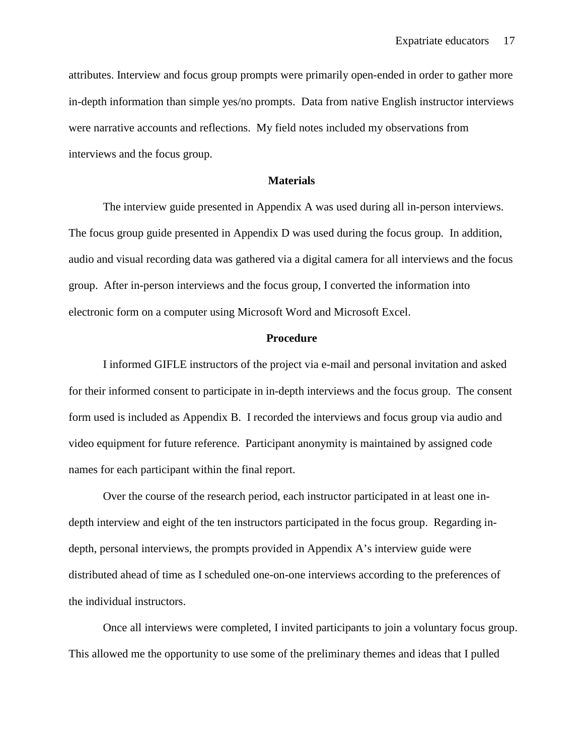attributes. Interview and focus group prompts were primarily open-ended in order to gather more in-depth information than simple yes/no prompts. Data from native English instructor interviews were narrative accounts and reflections. My field notes included my observations from interviews and the focus group.

## Materials

The interview guide presented in Appendix A was used during all in-person interviews. The focus group guide presented in Appendix D was used during the focus group. In addition, audio and visual recording data was gathered via a digital camera for all interviews and the focus group. After in-person interviews and the focus group, I converted the information into electronic form on a computer using Microsoft Word and Microsoft Excel.

## Procedure

I informed GIFLE instructors of the project via e-mail and personal invitation and asked for their informed consent to participate in in-depth interviews and the focus group. The consent form used is included as Appendix B. I recorded the interviews and focus group via audio and video equipment for future reference. Participant anonymity is maintained by assigned code names for each participant within the final report.

Over the course of the research period, each instructor participated in at least one in-depth interview and eight of the ten instructors participated in the focus group. Regarding in-depth, personal interviews, the prompts provided in Appendix A's interview guide were distributed ahead of time as I scheduled one-on-one interviews according to the preferences of the individual instructors.

Once all interviews were completed, I invited participants to join a voluntary focus group. This allowed me the opportunity to use some of the preliminary themes and ideas that I pulled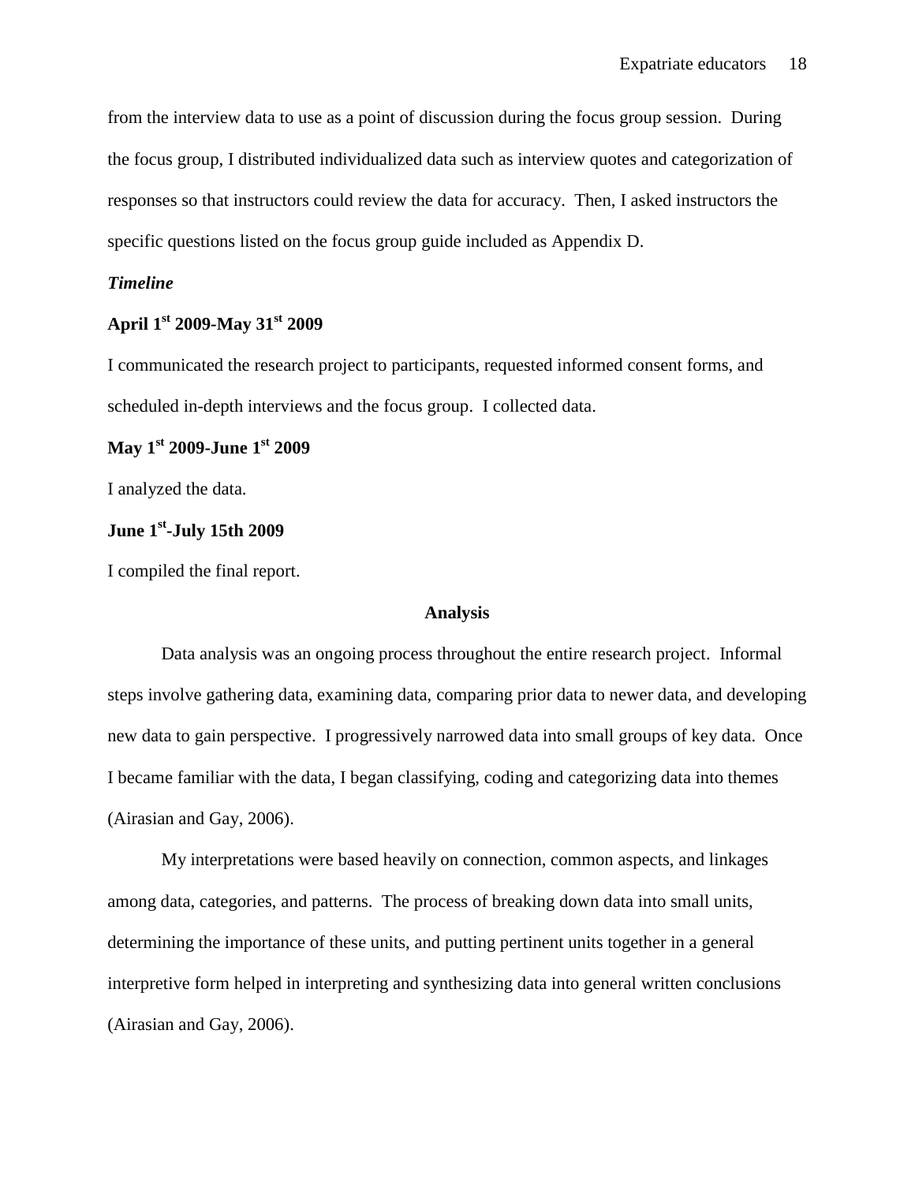from the interview data to use as a point of discussion during the focus group session. During the focus group, I distributed individualized data such as interview quotes and categorization of responses so that instructors could review the data for accuracy. Then, I asked instructors the specific questions listed on the focus group guide included as Appendix D.

***Timeline***

**April 1st 2009-May 31st 2009**

I communicated the research project to participants, requested informed consent forms, and scheduled in-depth interviews and the focus group. I collected data.

**May 1st 2009-June 1st 2009**

I analyzed the data.

**June 1st-July 15th 2009**

I compiled the final report.

## Analysis

Data analysis was an ongoing process throughout the entire research project. Informal steps involve gathering data, examining data, comparing prior data to newer data, and developing new data to gain perspective. I progressively narrowed data into small groups of key data. Once I became familiar with the data, I began classifying, coding and categorizing data into themes (Airasian and Gay, 2006).

My interpretations were based heavily on connection, common aspects, and linkages among data, categories, and patterns. The process of breaking down data into small units, determining the importance of these units, and putting pertinent units together in a general interpretive form helped in interpreting and synthesizing data into general written conclusions (Airasian and Gay, 2006).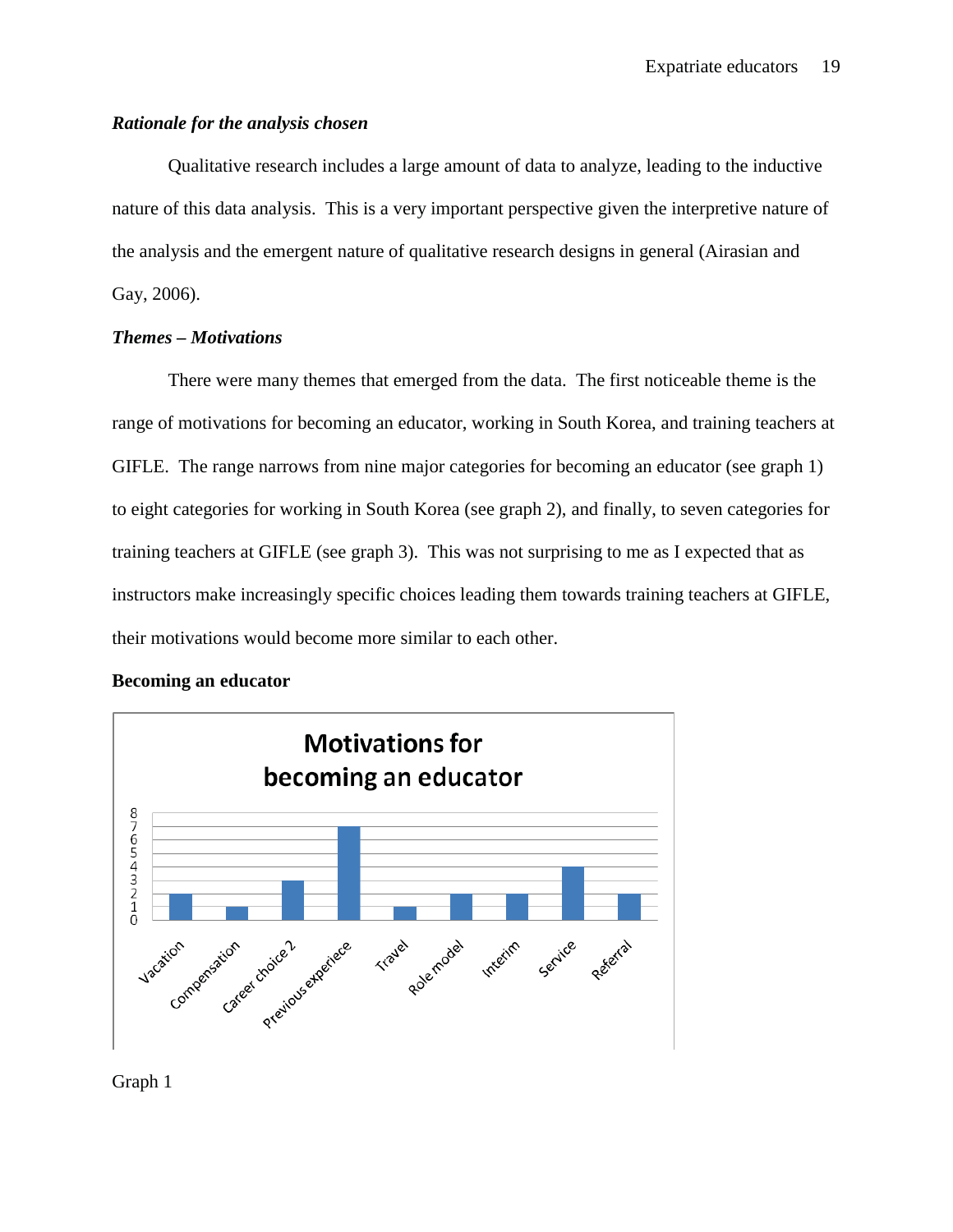### *Rationale for the analysis chosen*

Qualitative research includes a large amount of data to analyze, leading to the inductive nature of this data analysis. This is a very important perspective given the interpretive nature of the analysis and the emergent nature of qualitative research designs in general (Airasian and Gay, 2006).

### *Themes – Motivations*

There were many themes that emerged from the data. The first noticeable theme is the range of motivations for becoming an educator, working in South Korea, and training teachers at GIFLE. The range narrows from nine major categories for becoming an educator (see graph 1) to eight categories for working in South Korea (see graph 2), and finally, to seven categories for training teachers at GIFLE (see graph 3). This was not surprising to me as I expected that as instructors make increasingly specific choices leading them towards training teachers at GIFLE, their motivations would become more similar to each other.

**Becoming an educator**

**Motivations for becoming an educator**

| Category | Count |
| --- | --- |
| Vacation | 2 |
| Compensation | 1 |
| Career choice 2 | 3 |
| Previous experiece | 7 |
| Travel | 1 |
| Role model | 2 |
| Interim | 2 |
| Service | 4 |
| Referral | 2 |

Graph 1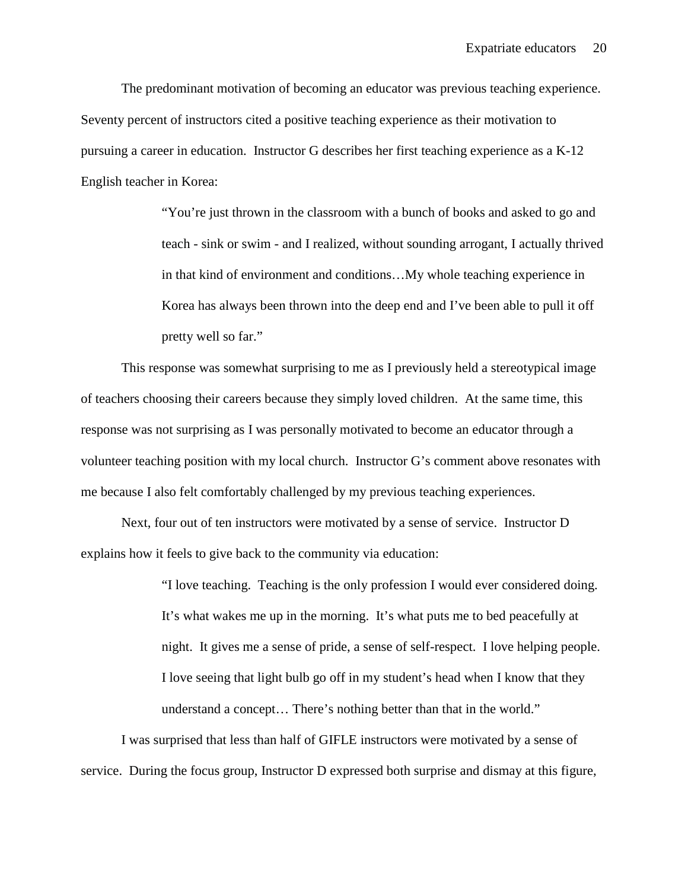The predominant motivation of becoming an educator was previous teaching experience. Seventy percent of instructors cited a positive teaching experience as their motivation to pursuing a career in education. Instructor G describes her first teaching experience as a K-12 English teacher in Korea:

> "You're just thrown in the classroom with a bunch of books and asked to go and teach - sink or swim - and I realized, without sounding arrogant, I actually thrived in that kind of environment and conditions…My whole teaching experience in Korea has always been thrown into the deep end and I've been able to pull it off pretty well so far."

This response was somewhat surprising to me as I previously held a stereotypical image of teachers choosing their careers because they simply loved children. At the same time, this response was not surprising as I was personally motivated to become an educator through a volunteer teaching position with my local church. Instructor G's comment above resonates with me because I also felt comfortably challenged by my previous teaching experiences.

Next, four out of ten instructors were motivated by a sense of service. Instructor D explains how it feels to give back to the community via education:

> "I love teaching. Teaching is the only profession I would ever considered doing. It's what wakes me up in the morning. It's what puts me to bed peacefully at night. It gives me a sense of pride, a sense of self-respect. I love helping people. I love seeing that light bulb go off in my student's head when I know that they understand a concept… There's nothing better than that in the world."

I was surprised that less than half of GIFLE instructors were motivated by a sense of service. During the focus group, Instructor D expressed both surprise and dismay at this figure,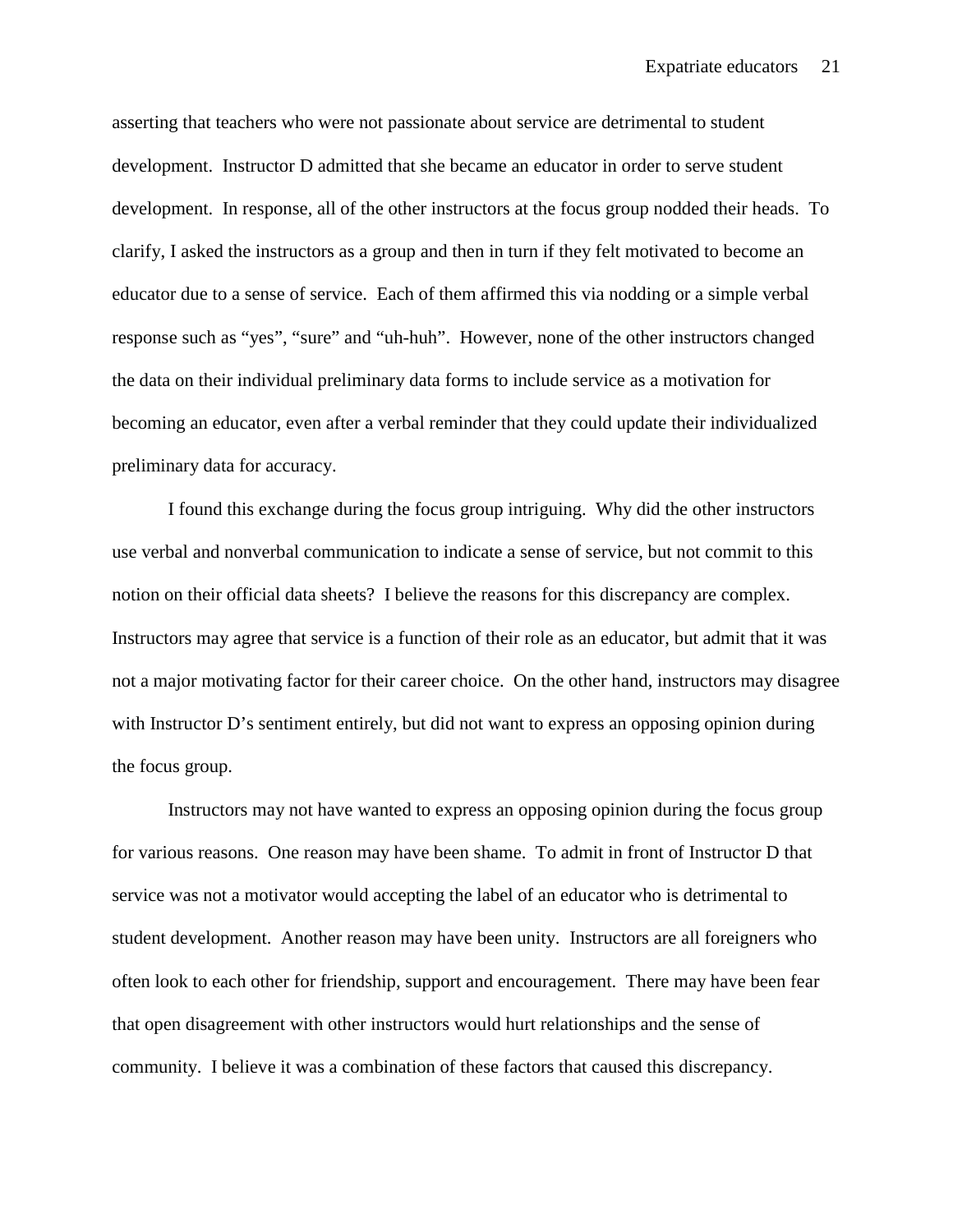asserting that teachers who were not passionate about service are detrimental to student development. Instructor D admitted that she became an educator in order to serve student development. In response, all of the other instructors at the focus group nodded their heads. To clarify, I asked the instructors as a group and then in turn if they felt motivated to become an educator due to a sense of service. Each of them affirmed this via nodding or a simple verbal response such as "yes", "sure" and "uh-huh". However, none of the other instructors changed the data on their individual preliminary data forms to include service as a motivation for becoming an educator, even after a verbal reminder that they could update their individualized preliminary data for accuracy.

I found this exchange during the focus group intriguing. Why did the other instructors use verbal and nonverbal communication to indicate a sense of service, but not commit to this notion on their official data sheets? I believe the reasons for this discrepancy are complex. Instructors may agree that service is a function of their role as an educator, but admit that it was not a major motivating factor for their career choice. On the other hand, instructors may disagree with Instructor D's sentiment entirely, but did not want to express an opposing opinion during the focus group.

Instructors may not have wanted to express an opposing opinion during the focus group for various reasons. One reason may have been shame. To admit in front of Instructor D that service was not a motivator would accepting the label of an educator who is detrimental to student development. Another reason may have been unity. Instructors are all foreigners who often look to each other for friendship, support and encouragement. There may have been fear that open disagreement with other instructors would hurt relationships and the sense of community. I believe it was a combination of these factors that caused this discrepancy.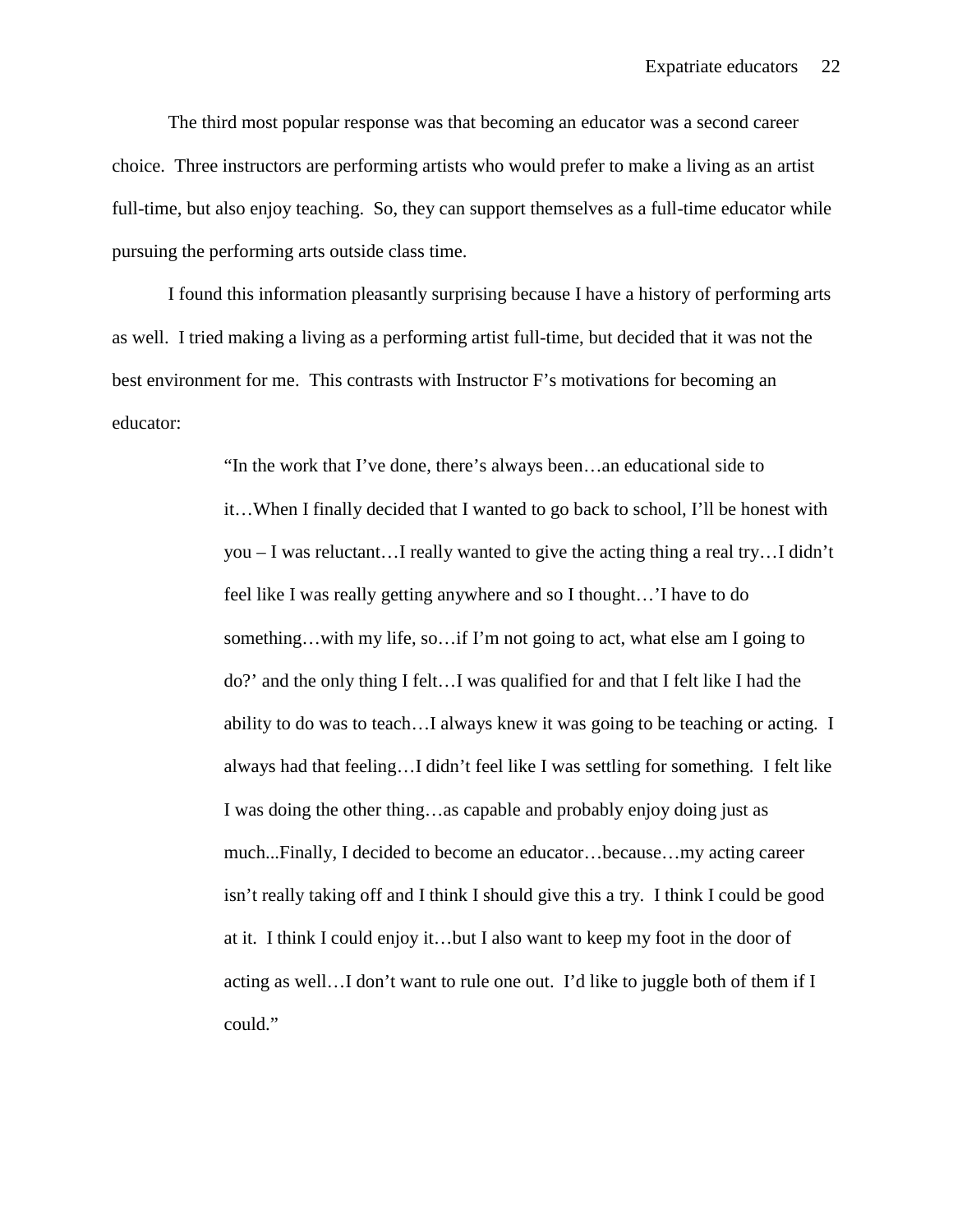The third most popular response was that becoming an educator was a second career choice. Three instructors are performing artists who would prefer to make a living as an artist full-time, but also enjoy teaching. So, they can support themselves as a full-time educator while pursuing the performing arts outside class time.

I found this information pleasantly surprising because I have a history of performing arts as well. I tried making a living as a performing artist full-time, but decided that it was not the best environment for me. This contrasts with Instructor F's motivations for becoming an educator:

> "In the work that I've done, there's always been…an educational side to it…When I finally decided that I wanted to go back to school, I'll be honest with you – I was reluctant…I really wanted to give the acting thing a real try…I didn't feel like I was really getting anywhere and so I thought…'I have to do something…with my life, so…if I'm not going to act, what else am I going to do?' and the only thing I felt…I was qualified for and that I felt like I had the ability to do was to teach…I always knew it was going to be teaching or acting. I always had that feeling…I didn't feel like I was settling for something. I felt like I was doing the other thing…as capable and probably enjoy doing just as much...Finally, I decided to become an educator…because…my acting career isn't really taking off and I think I should give this a try. I think I could be good at it. I think I could enjoy it…but I also want to keep my foot in the door of acting as well…I don't want to rule one out. I'd like to juggle both of them if I could."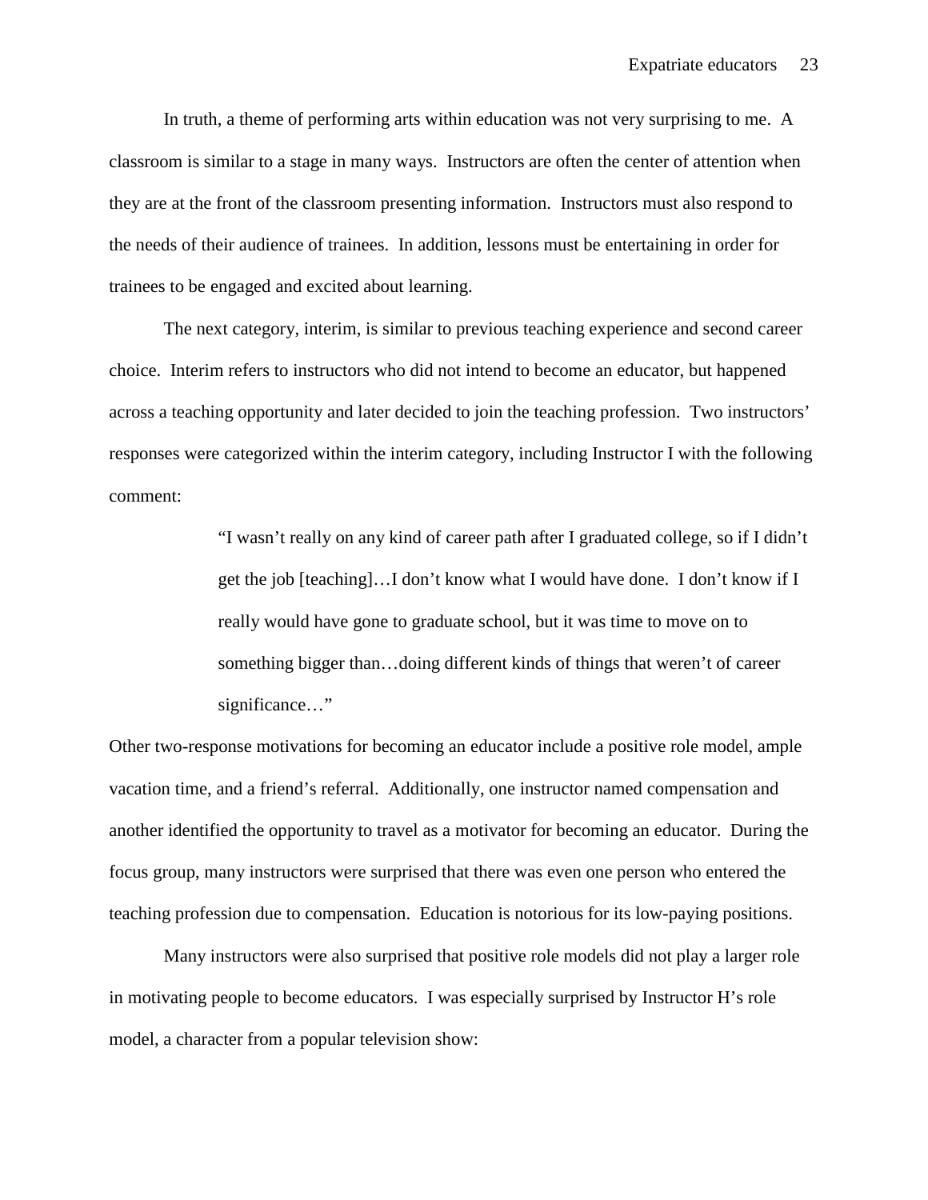In truth, a theme of performing arts within education was not very surprising to me. A classroom is similar to a stage in many ways. Instructors are often the center of attention when they are at the front of the classroom presenting information. Instructors must also respond to the needs of their audience of trainees. In addition, lessons must be entertaining in order for trainees to be engaged and excited about learning.

The next category, interim, is similar to previous teaching experience and second career choice. Interim refers to instructors who did not intend to become an educator, but happened across a teaching opportunity and later decided to join the teaching profession. Two instructors' responses were categorized within the interim category, including Instructor I with the following comment:

> "I wasn't really on any kind of career path after I graduated college, so if I didn't get the job [teaching]…I don't know what I would have done. I don't know if I really would have gone to graduate school, but it was time to move on to something bigger than…doing different kinds of things that weren't of career significance…"

Other two-response motivations for becoming an educator include a positive role model, ample vacation time, and a friend's referral. Additionally, one instructor named compensation and another identified the opportunity to travel as a motivator for becoming an educator. During the focus group, many instructors were surprised that there was even one person who entered the teaching profession due to compensation. Education is notorious for its low-paying positions.

Many instructors were also surprised that positive role models did not play a larger role in motivating people to become educators. I was especially surprised by Instructor H's role model, a character from a popular television show: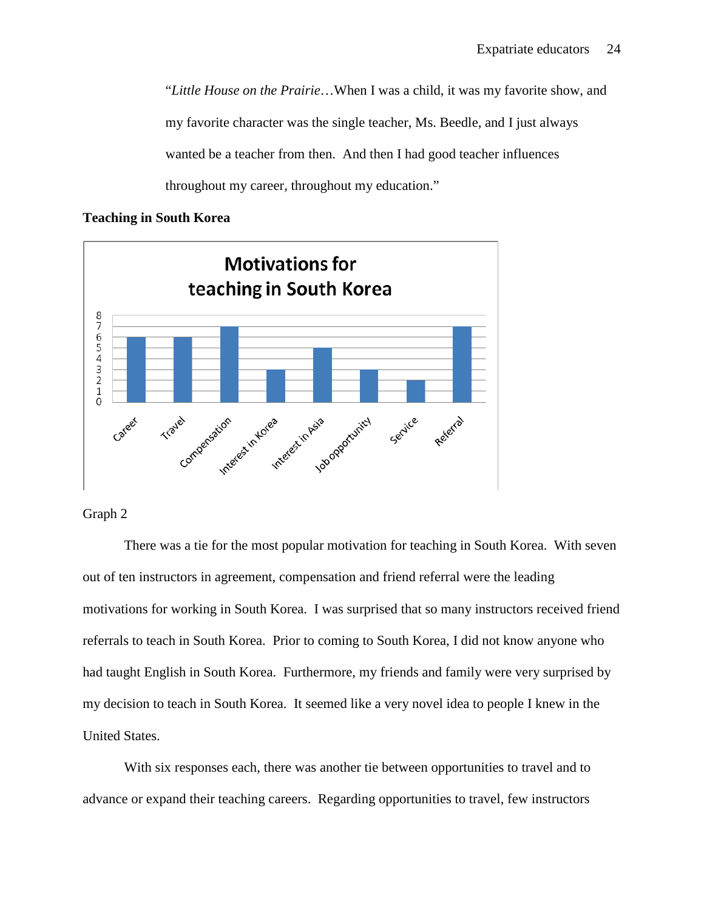"*Little House on the Prairie*…When I was a child, it was my favorite show, and my favorite character was the single teacher, Ms. Beedle, and I just always wanted be a teacher from then. And then I had good teacher influences throughout my career, throughout my education."

**Teaching in South Korea**

**Motivations for teaching in South Korea**

| Motivation | Responses |
|---|---|
| Career | 6 |
| Travel | 6 |
| Compensation | 7 |
| Interest in Korea | 3 |
| Interest in Asia | 5 |
| Job opportunity | 3 |
| Service | 2 |
| Referral | 7 |

Graph 2

There was a tie for the most popular motivation for teaching in South Korea. With seven out of ten instructors in agreement, compensation and friend referral were the leading motivations for working in South Korea. I was surprised that so many instructors received friend referrals to teach in South Korea. Prior to coming to South Korea, I did not know anyone who had taught English in South Korea. Furthermore, my friends and family were very surprised by my decision to teach in South Korea. It seemed like a very novel idea to people I knew in the United States.

With six responses each, there was another tie between opportunities to travel and to advance or expand their teaching careers. Regarding opportunities to travel, few instructors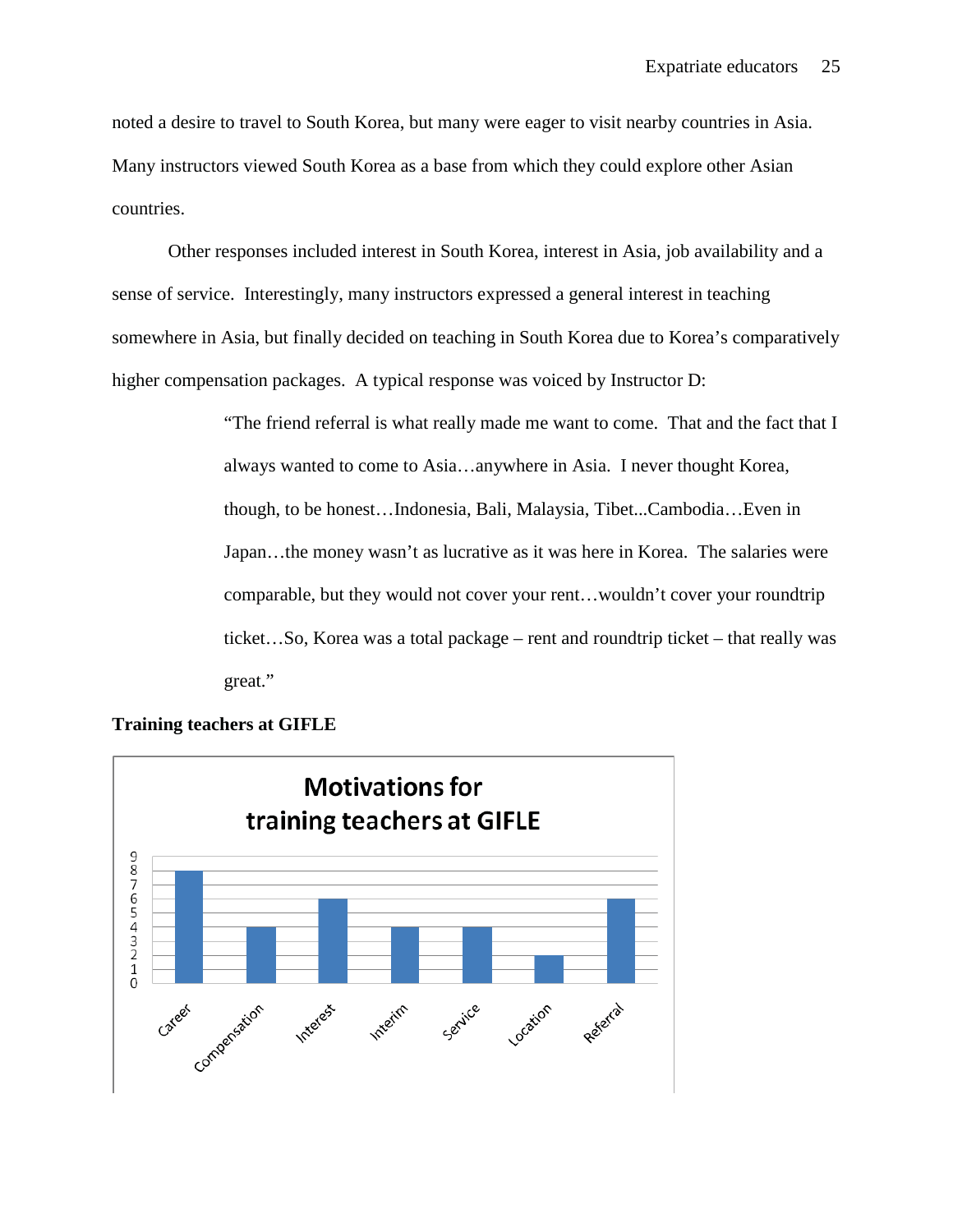noted a desire to travel to South Korea, but many were eager to visit nearby countries in Asia. Many instructors viewed South Korea as a base from which they could explore other Asian countries.

Other responses included interest in South Korea, interest in Asia, job availability and a sense of service. Interestingly, many instructors expressed a general interest in teaching somewhere in Asia, but finally decided on teaching in South Korea due to Korea's comparatively higher compensation packages. A typical response was voiced by Instructor D:

> "The friend referral is what really made me want to come. That and the fact that I always wanted to come to Asia…anywhere in Asia. I never thought Korea, though, to be honest…Indonesia, Bali, Malaysia, Tibet...Cambodia…Even in Japan…the money wasn't as lucrative as it was here in Korea. The salaries were comparable, but they would not cover your rent…wouldn't cover your roundtrip ticket…So, Korea was a total package – rent and roundtrip ticket – that really was great."

**Training teachers at GIFLE**

**Motivations for training teachers at GIFLE**

| Motivation | Count |
|---|---|
| Career | 8 |
| Compensation | 4 |
| Interest | 6 |
| Interim | 4 |
| Service | 4 |
| Location | 2 |
| Referral | 6 |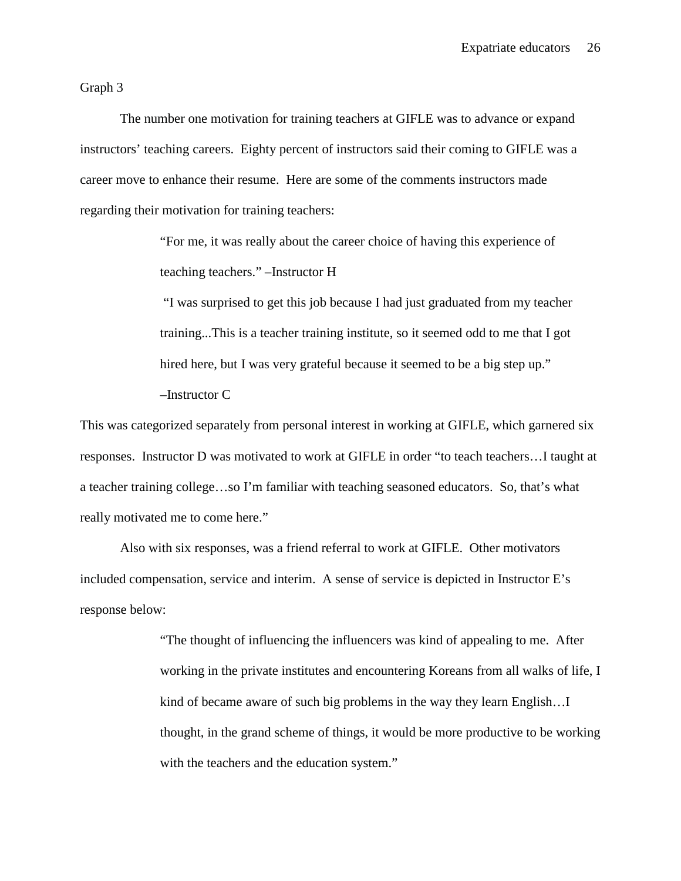Graph 3

The number one motivation for training teachers at GIFLE was to advance or expand instructors' teaching careers. Eighty percent of instructors said their coming to GIFLE was a career move to enhance their resume. Here are some of the comments instructors made regarding their motivation for training teachers:

> "For me, it was really about the career choice of having this experience of teaching teachers." –Instructor H
>
> "I was surprised to get this job because I had just graduated from my teacher training...This is a teacher training institute, so it seemed odd to me that I got hired here, but I was very grateful because it seemed to be a big step up." –Instructor C

This was categorized separately from personal interest in working at GIFLE, which garnered six responses. Instructor D was motivated to work at GIFLE in order "to teach teachers…I taught at a teacher training college…so I'm familiar with teaching seasoned educators. So, that's what really motivated me to come here."

Also with six responses, was a friend referral to work at GIFLE. Other motivators included compensation, service and interim. A sense of service is depicted in Instructor E's response below:

> "The thought of influencing the influencers was kind of appealing to me. After working in the private institutes and encountering Koreans from all walks of life, I kind of became aware of such big problems in the way they learn English…I thought, in the grand scheme of things, it would be more productive to be working with the teachers and the education system."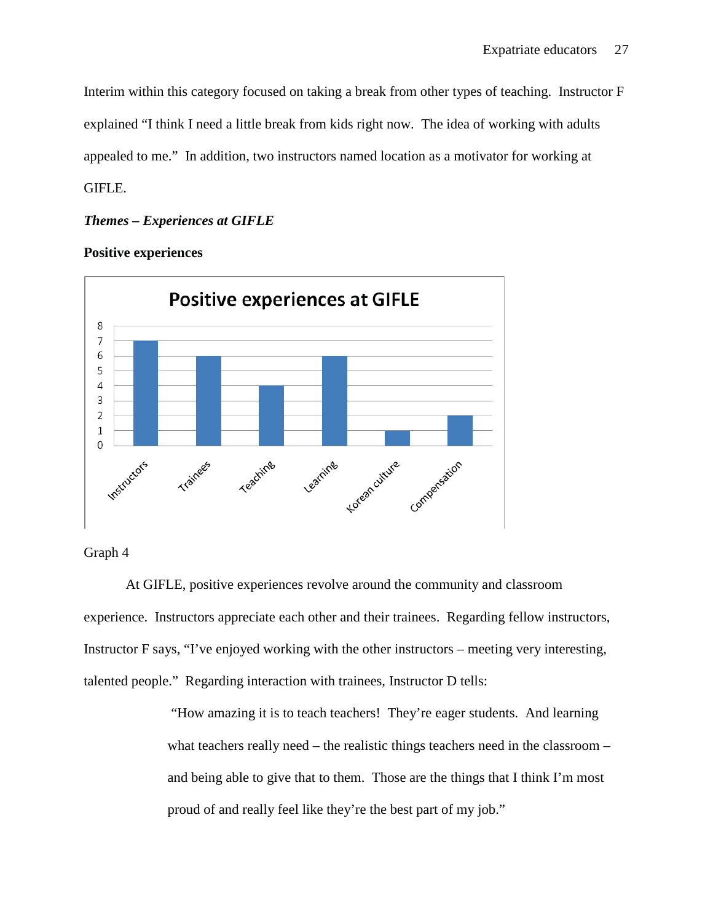Interim within this category focused on taking a break from other types of teaching. Instructor F explained "I think I need a little break from kids right now. The idea of working with adults appealed to me." In addition, two instructors named location as a motivator for working at GIFLE.

### *Themes – Experiences at GIFLE*

**Positive experiences**

Graph 4

At GIFLE, positive experiences revolve around the community and classroom experience. Instructors appreciate each other and their trainees. Regarding fellow instructors, Instructor F says, "I've enjoyed working with the other instructors – meeting very interesting, talented people." Regarding interaction with trainees, Instructor D tells:

> "How amazing it is to teach teachers! They're eager students. And learning what teachers really need – the realistic things teachers need in the classroom – and being able to give that to them. Those are the things that I think I'm most proud of and really feel like they're the best part of my job."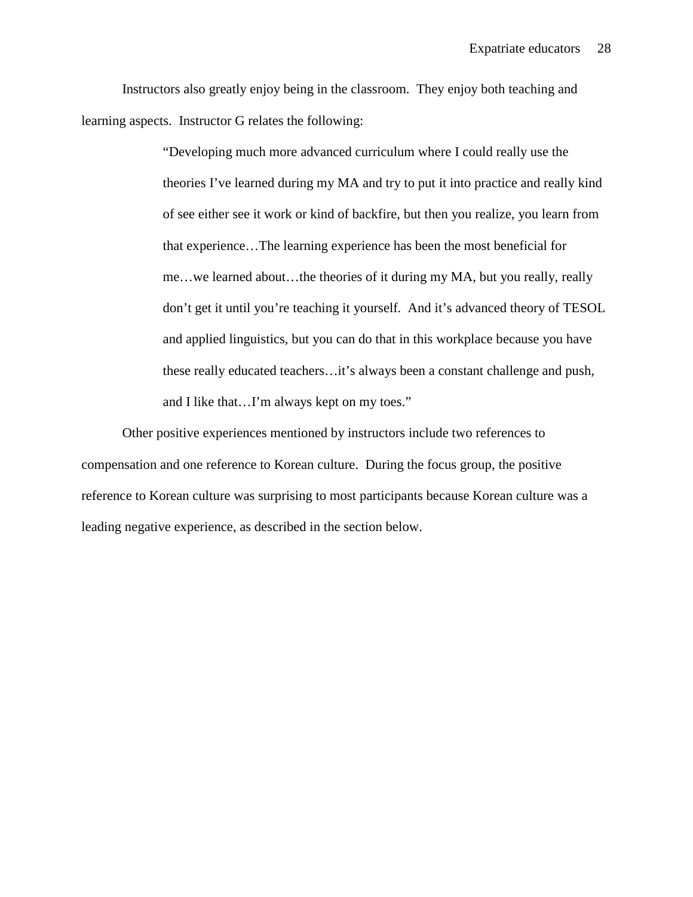Instructors also greatly enjoy being in the classroom. They enjoy both teaching and learning aspects. Instructor G relates the following:

> "Developing much more advanced curriculum where I could really use the theories I've learned during my MA and try to put it into practice and really kind of see either see it work or kind of backfire, but then you realize, you learn from that experience…The learning experience has been the most beneficial for me…we learned about…the theories of it during my MA, but you really, really don't get it until you're teaching it yourself. And it's advanced theory of TESOL and applied linguistics, but you can do that in this workplace because you have these really educated teachers…it's always been a constant challenge and push, and I like that…I'm always kept on my toes."

Other positive experiences mentioned by instructors include two references to compensation and one reference to Korean culture. During the focus group, the positive reference to Korean culture was surprising to most participants because Korean culture was a leading negative experience, as described in the section below.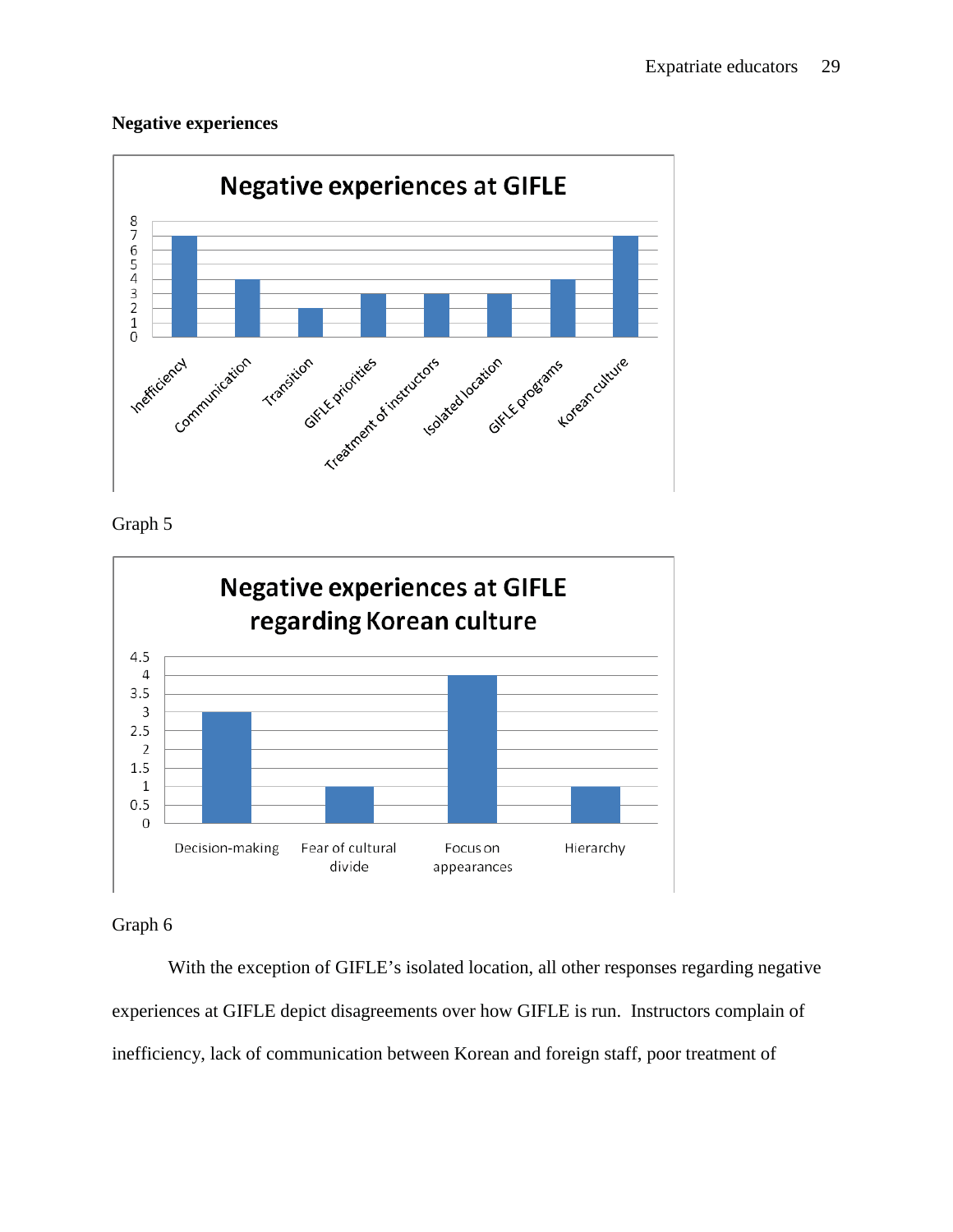**Negative experiences**

Graph 5

Graph 6

With the exception of GIFLE's isolated location, all other responses regarding negative experiences at GIFLE depict disagreements over how GIFLE is run. Instructors complain of inefficiency, lack of communication between Korean and foreign staff, poor treatment of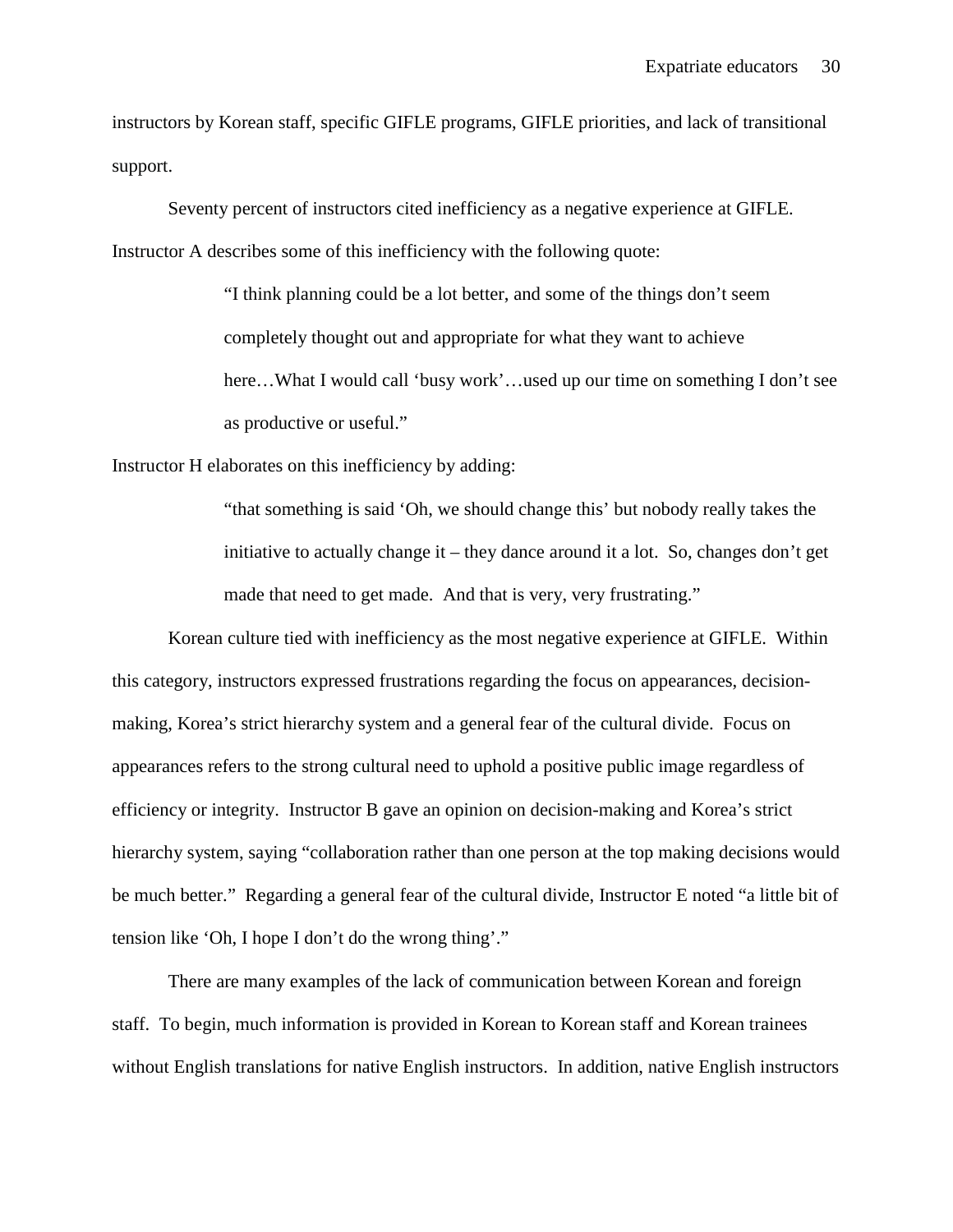instructors by Korean staff, specific GIFLE programs, GIFLE priorities, and lack of transitional support.

Seventy percent of instructors cited inefficiency as a negative experience at GIFLE. Instructor A describes some of this inefficiency with the following quote:

> "I think planning could be a lot better, and some of the things don't seem completely thought out and appropriate for what they want to achieve here…What I would call 'busy work'…used up our time on something I don't see as productive or useful."

Instructor H elaborates on this inefficiency by adding:

> "that something is said 'Oh, we should change this' but nobody really takes the initiative to actually change it – they dance around it a lot. So, changes don't get made that need to get made. And that is very, very frustrating."

Korean culture tied with inefficiency as the most negative experience at GIFLE. Within this category, instructors expressed frustrations regarding the focus on appearances, decision-making, Korea's strict hierarchy system and a general fear of the cultural divide. Focus on appearances refers to the strong cultural need to uphold a positive public image regardless of efficiency or integrity. Instructor B gave an opinion on decision-making and Korea's strict hierarchy system, saying "collaboration rather than one person at the top making decisions would be much better." Regarding a general fear of the cultural divide, Instructor E noted "a little bit of tension like 'Oh, I hope I don't do the wrong thing'."

There are many examples of the lack of communication between Korean and foreign staff. To begin, much information is provided in Korean to Korean staff and Korean trainees without English translations for native English instructors. In addition, native English instructors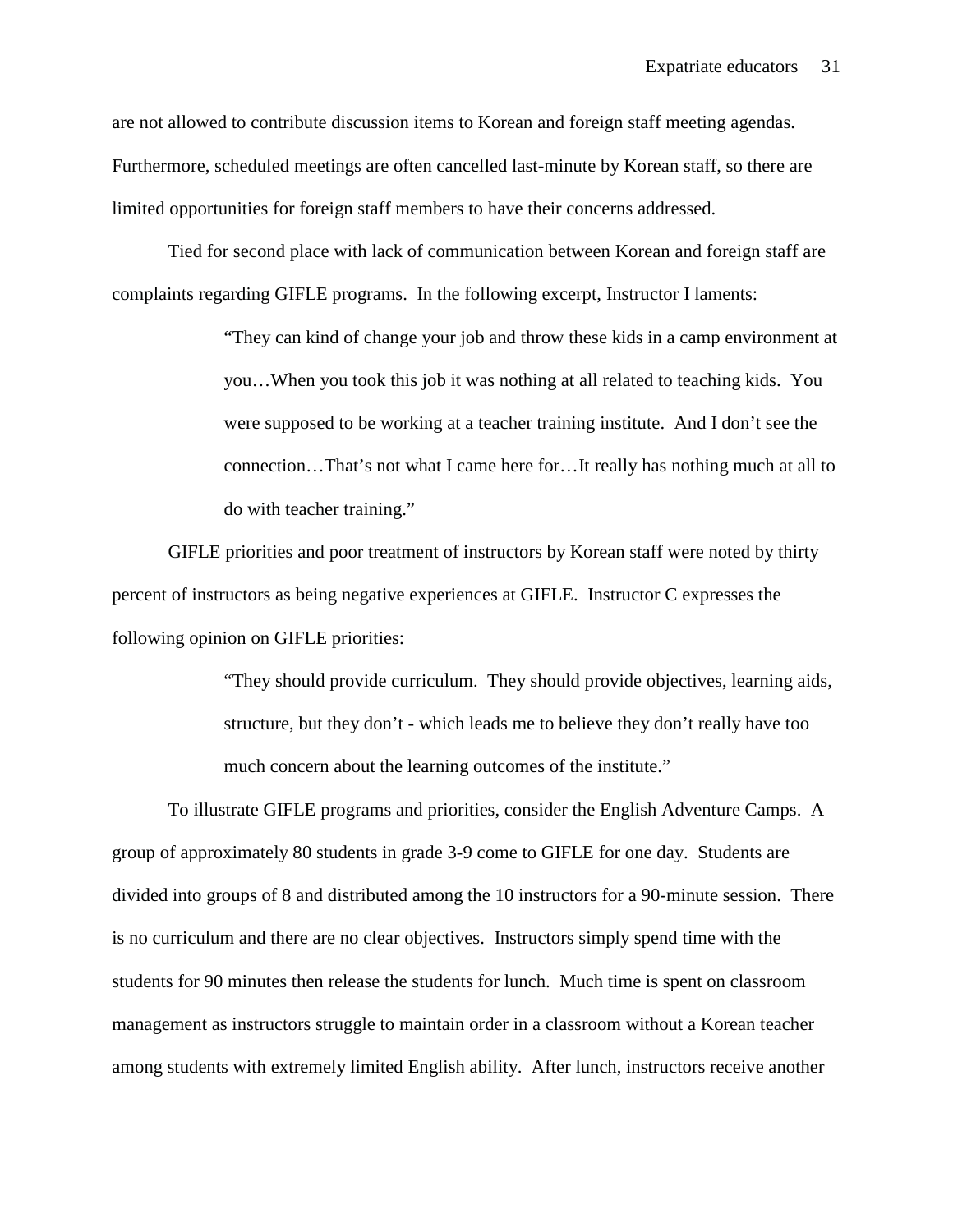are not allowed to contribute discussion items to Korean and foreign staff meeting agendas. Furthermore, scheduled meetings are often cancelled last-minute by Korean staff, so there are limited opportunities for foreign staff members to have their concerns addressed.

Tied for second place with lack of communication between Korean and foreign staff are complaints regarding GIFLE programs. In the following excerpt, Instructor I laments:

> "They can kind of change your job and throw these kids in a camp environment at you…When you took this job it was nothing at all related to teaching kids. You were supposed to be working at a teacher training institute. And I don't see the connection…That's not what I came here for…It really has nothing much at all to do with teacher training."

GIFLE priorities and poor treatment of instructors by Korean staff were noted by thirty percent of instructors as being negative experiences at GIFLE. Instructor C expresses the following opinion on GIFLE priorities:

> "They should provide curriculum. They should provide objectives, learning aids, structure, but they don't - which leads me to believe they don't really have too much concern about the learning outcomes of the institute."

To illustrate GIFLE programs and priorities, consider the English Adventure Camps. A group of approximately 80 students in grade 3-9 come to GIFLE for one day. Students are divided into groups of 8 and distributed among the 10 instructors for a 90-minute session. There is no curriculum and there are no clear objectives. Instructors simply spend time with the students for 90 minutes then release the students for lunch. Much time is spent on classroom management as instructors struggle to maintain order in a classroom without a Korean teacher among students with extremely limited English ability. After lunch, instructors receive another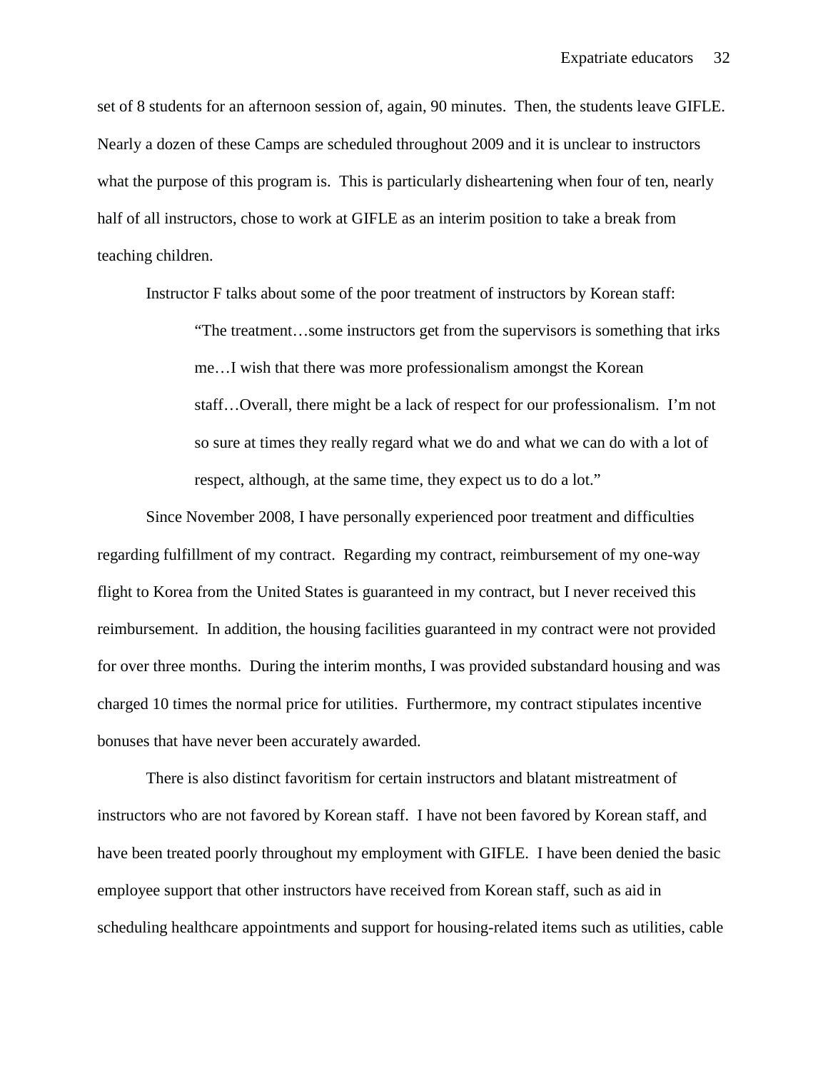set of 8 students for an afternoon session of, again, 90 minutes. Then, the students leave GIFLE. Nearly a dozen of these Camps are scheduled throughout 2009 and it is unclear to instructors what the purpose of this program is. This is particularly disheartening when four of ten, nearly half of all instructors, chose to work at GIFLE as an interim position to take a break from teaching children.

Instructor F talks about some of the poor treatment of instructors by Korean staff:

> "The treatment…some instructors get from the supervisors is something that irks me…I wish that there was more professionalism amongst the Korean staff…Overall, there might be a lack of respect for our professionalism. I'm not so sure at times they really regard what we do and what we can do with a lot of respect, although, at the same time, they expect us to do a lot."

Since November 2008, I have personally experienced poor treatment and difficulties regarding fulfillment of my contract. Regarding my contract, reimbursement of my one-way flight to Korea from the United States is guaranteed in my contract, but I never received this reimbursement. In addition, the housing facilities guaranteed in my contract were not provided for over three months. During the interim months, I was provided substandard housing and was charged 10 times the normal price for utilities. Furthermore, my contract stipulates incentive bonuses that have never been accurately awarded.

There is also distinct favoritism for certain instructors and blatant mistreatment of instructors who are not favored by Korean staff. I have not been favored by Korean staff, and have been treated poorly throughout my employment with GIFLE. I have been denied the basic employee support that other instructors have received from Korean staff, such as aid in scheduling healthcare appointments and support for housing-related items such as utilities, cable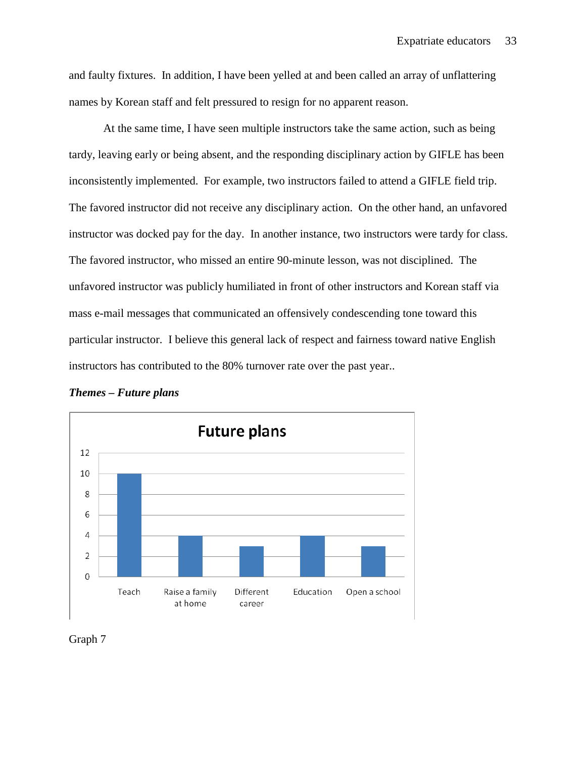and faulty fixtures. In addition, I have been yelled at and been called an array of unflattering names by Korean staff and felt pressured to resign for no apparent reason.

At the same time, I have seen multiple instructors take the same action, such as being tardy, leaving early or being absent, and the responding disciplinary action by GIFLE has been inconsistently implemented. For example, two instructors failed to attend a GIFLE field trip. The favored instructor did not receive any disciplinary action. On the other hand, an unfavored instructor was docked pay for the day. In another instance, two instructors were tardy for class. The favored instructor, who missed an entire 90-minute lesson, was not disciplined. The unfavored instructor was publicly humiliated in front of other instructors and Korean staff via mass e-mail messages that communicated an offensively condescending tone toward this particular instructor. I believe this general lack of respect and fairness toward native English instructors has contributed to the 80% turnover rate over the past year..

***Themes – Future plans***

**Future plans**

| Future plans | Count |
|---|---|
| Teach | 10 |
| Raise a family at home | 4 |
| Different career | 3 |
| Education | 4 |
| Open a school | 3 |

Graph 7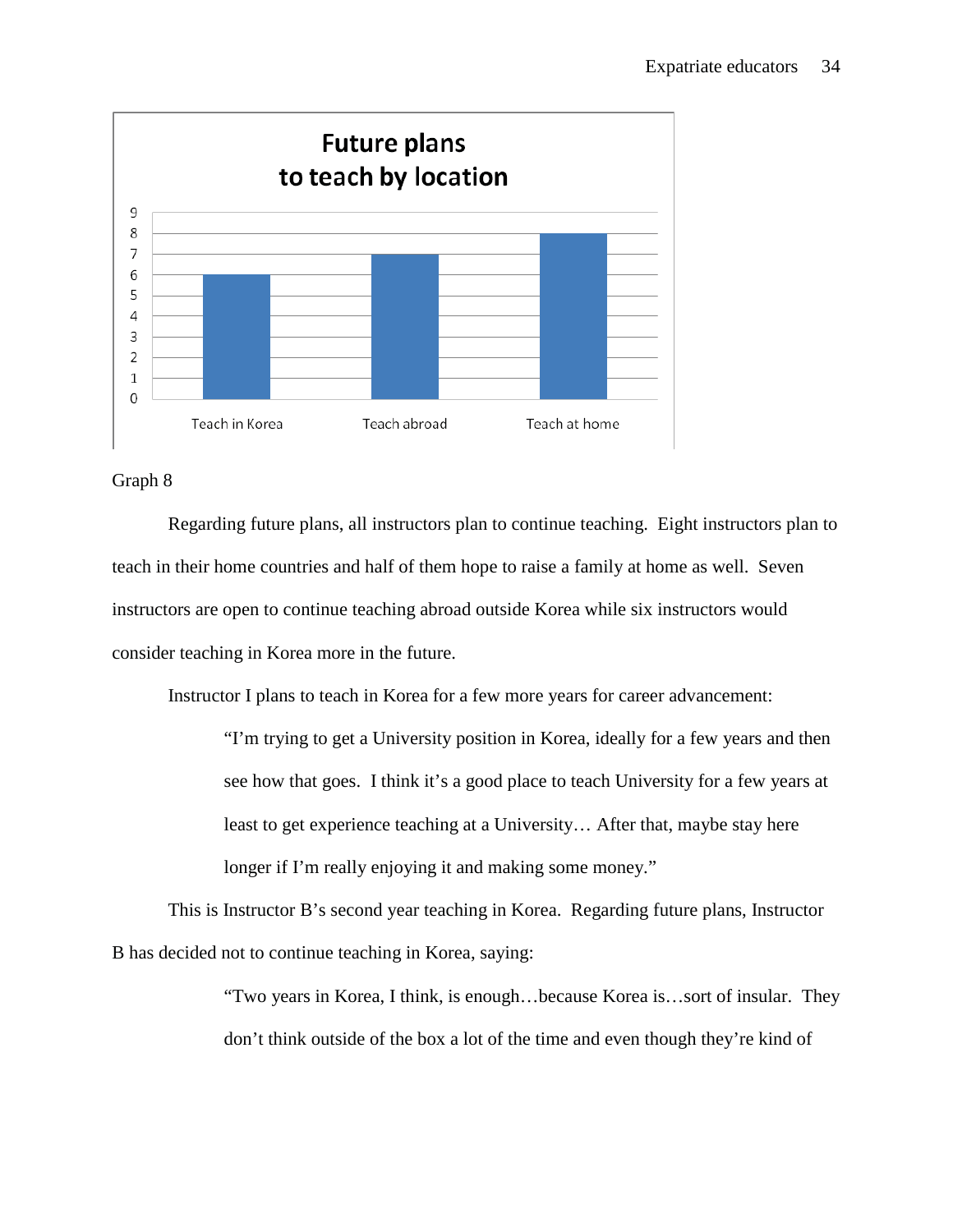**Future plans to teach by location**

| Location | Number of instructors |
| --- | --- |
| Teach in Korea | 6 |
| Teach abroad | 7 |
| Teach at home | 8 |

Graph 8

Regarding future plans, all instructors plan to continue teaching. Eight instructors plan to teach in their home countries and half of them hope to raise a family at home as well. Seven instructors are open to continue teaching abroad outside Korea while six instructors would consider teaching in Korea more in the future.

Instructor I plans to teach in Korea for a few more years for career advancement:

> "I'm trying to get a University position in Korea, ideally for a few years and then see how that goes. I think it's a good place to teach University for a few years at least to get experience teaching at a University… After that, maybe stay here longer if I'm really enjoying it and making some money."

This is Instructor B's second year teaching in Korea. Regarding future plans, Instructor B has decided not to continue teaching in Korea, saying:

> "Two years in Korea, I think, is enough…because Korea is…sort of insular. They don't think outside of the box a lot of the time and even though they're kind of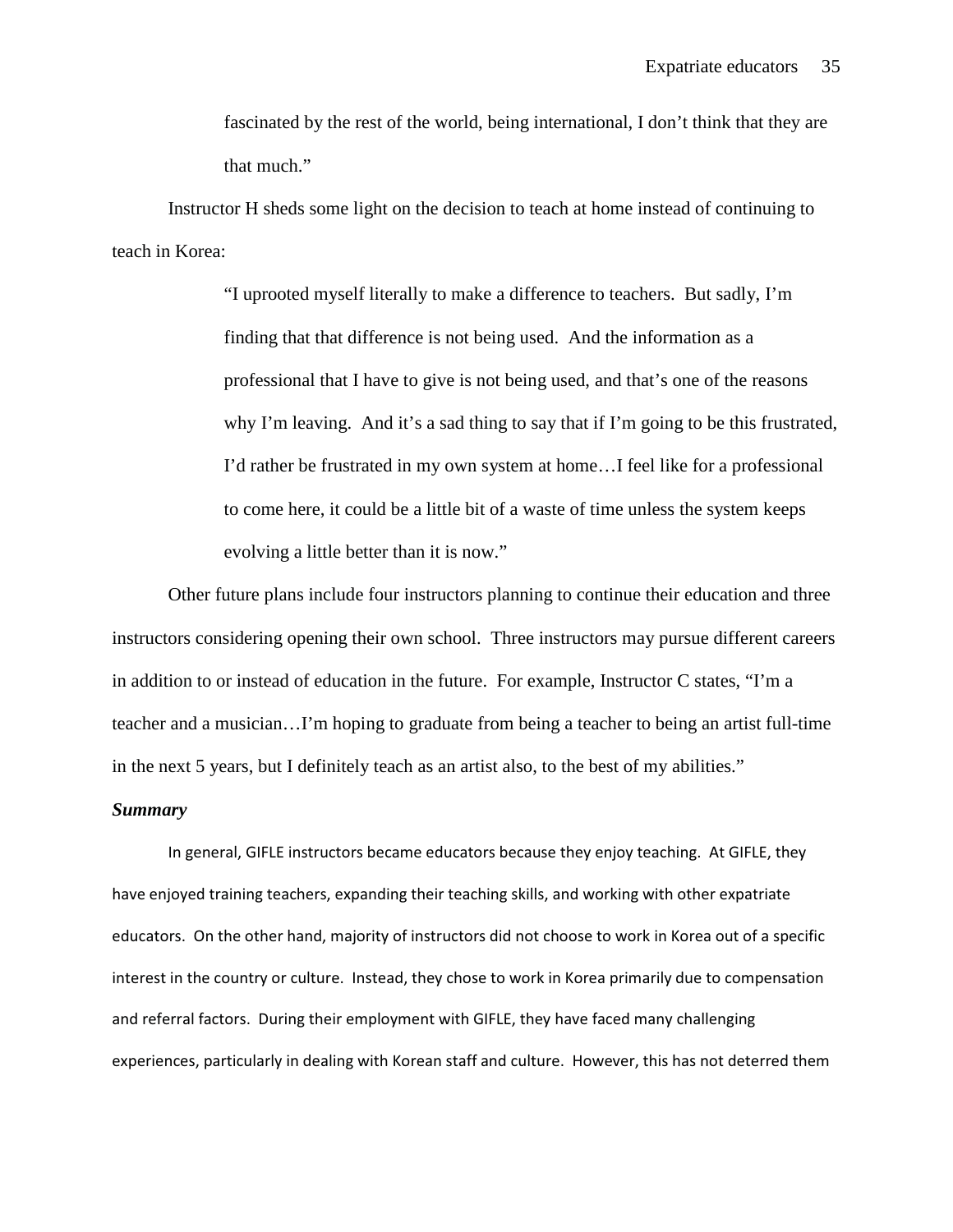> fascinated by the rest of the world, being international, I don't think that they are that much."

Instructor H sheds some light on the decision to teach at home instead of continuing to teach in Korea:

> "I uprooted myself literally to make a difference to teachers. But sadly, I'm finding that that difference is not being used. And the information as a professional that I have to give is not being used, and that's one of the reasons why I'm leaving. And it's a sad thing to say that if I'm going to be this frustrated, I'd rather be frustrated in my own system at home…I feel like for a professional to come here, it could be a little bit of a waste of time unless the system keeps evolving a little better than it is now."

Other future plans include four instructors planning to continue their education and three instructors considering opening their own school. Three instructors may pursue different careers in addition to or instead of education in the future. For example, Instructor C states, "I'm a teacher and a musician…I'm hoping to graduate from being a teacher to being an artist full-time in the next 5 years, but I definitely teach as an artist also, to the best of my abilities."

### *Summary*

In general, GIFLE instructors became educators because they enjoy teaching. At GIFLE, they have enjoyed training teachers, expanding their teaching skills, and working with other expatriate educators. On the other hand, majority of instructors did not choose to work in Korea out of a specific interest in the country or culture. Instead, they chose to work in Korea primarily due to compensation and referral factors. During their employment with GIFLE, they have faced many challenging experiences, particularly in dealing with Korean staff and culture. However, this has not deterred them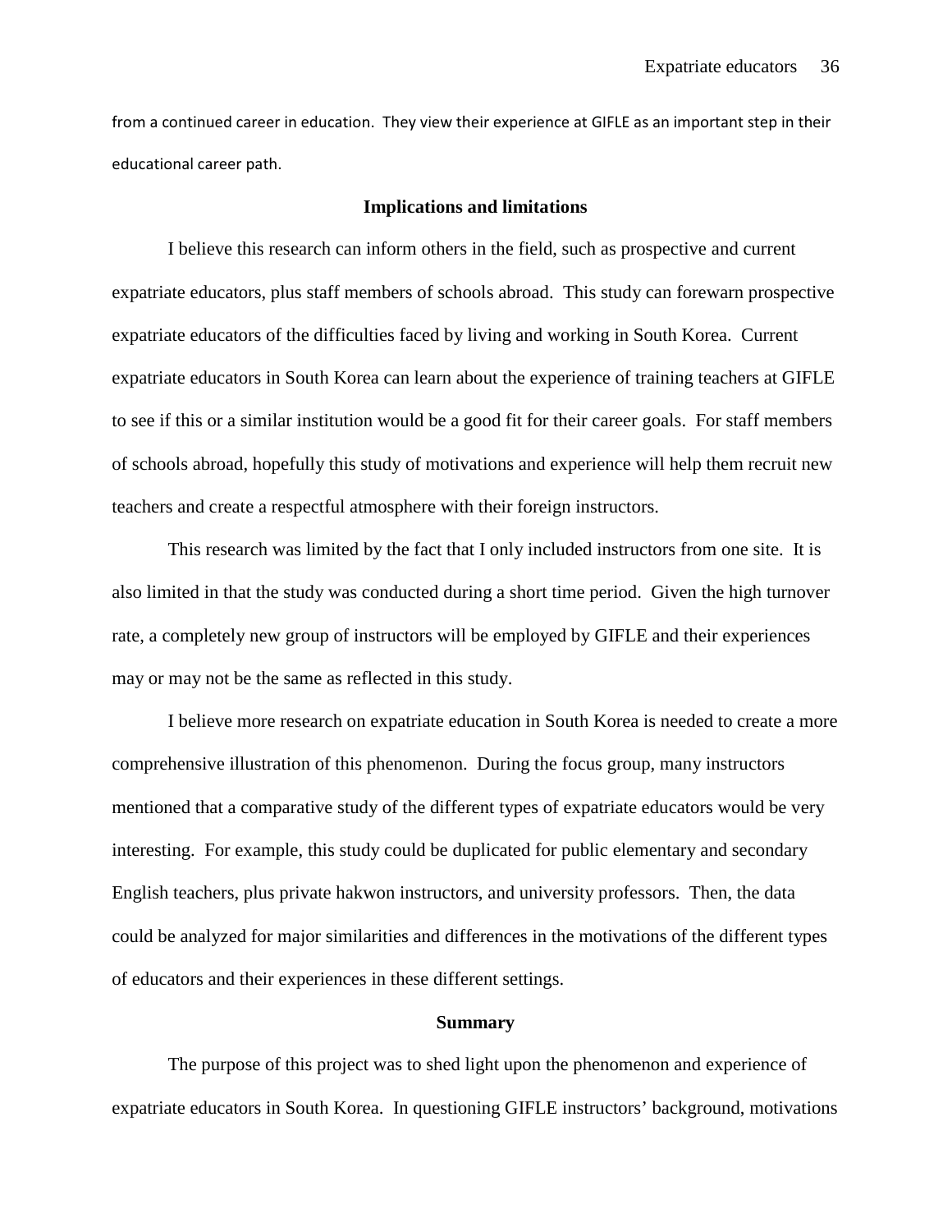from a continued career in education. They view their experience at GIFLE as an important step in their educational career path.

## Implications and limitations

I believe this research can inform others in the field, such as prospective and current expatriate educators, plus staff members of schools abroad. This study can forewarn prospective expatriate educators of the difficulties faced by living and working in South Korea. Current expatriate educators in South Korea can learn about the experience of training teachers at GIFLE to see if this or a similar institution would be a good fit for their career goals. For staff members of schools abroad, hopefully this study of motivations and experience will help them recruit new teachers and create a respectful atmosphere with their foreign instructors.

This research was limited by the fact that I only included instructors from one site. It is also limited in that the study was conducted during a short time period. Given the high turnover rate, a completely new group of instructors will be employed by GIFLE and their experiences may or may not be the same as reflected in this study.

I believe more research on expatriate education in South Korea is needed to create a more comprehensive illustration of this phenomenon. During the focus group, many instructors mentioned that a comparative study of the different types of expatriate educators would be very interesting. For example, this study could be duplicated for public elementary and secondary English teachers, plus private hakwon instructors, and university professors. Then, the data could be analyzed for major similarities and differences in the motivations of the different types of educators and their experiences in these different settings.

## Summary

The purpose of this project was to shed light upon the phenomenon and experience of expatriate educators in South Korea. In questioning GIFLE instructors' background, motivations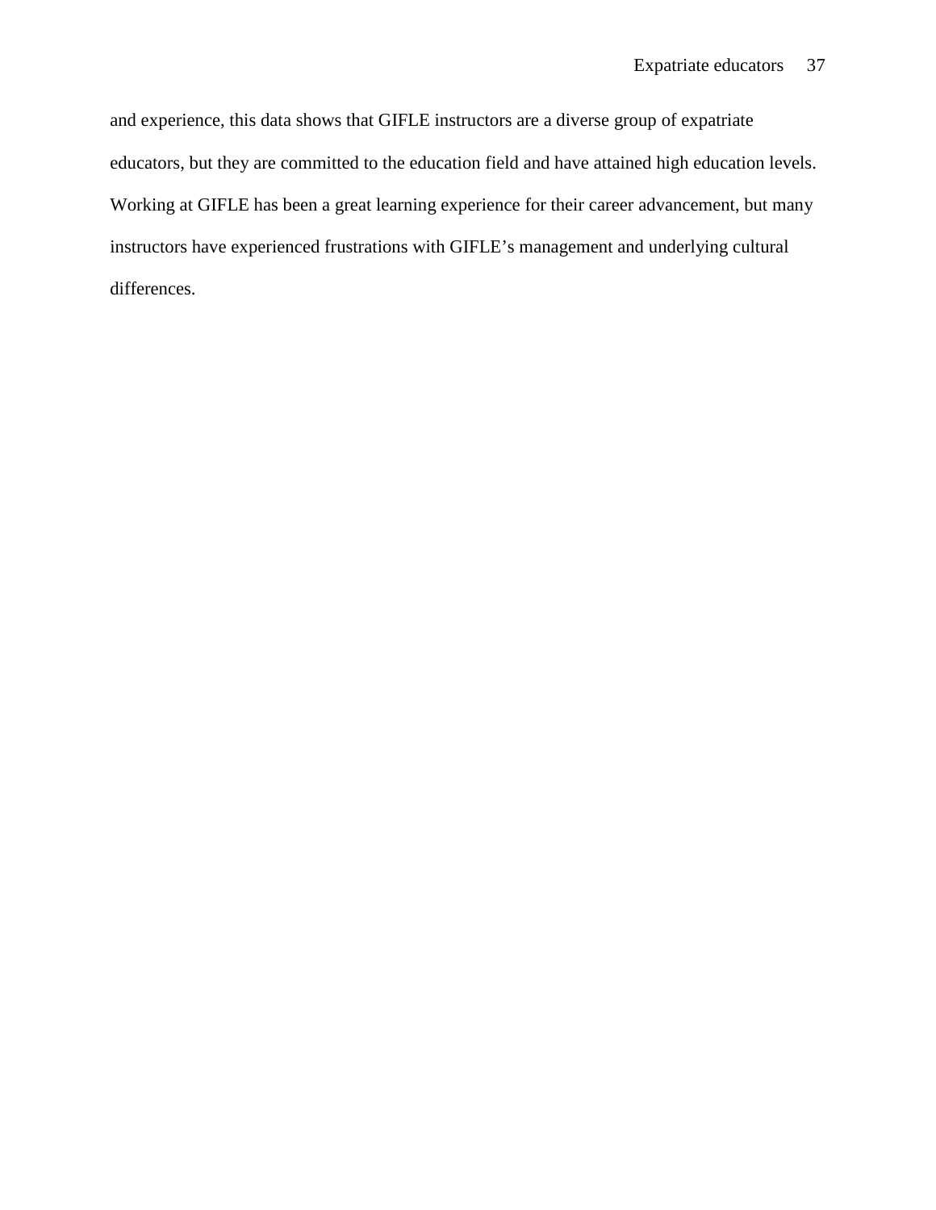and experience, this data shows that GIFLE instructors are a diverse group of expatriate educators, but they are committed to the education field and have attained high education levels. Working at GIFLE has been a great learning experience for their career advancement, but many instructors have experienced frustrations with GIFLE's management and underlying cultural differences.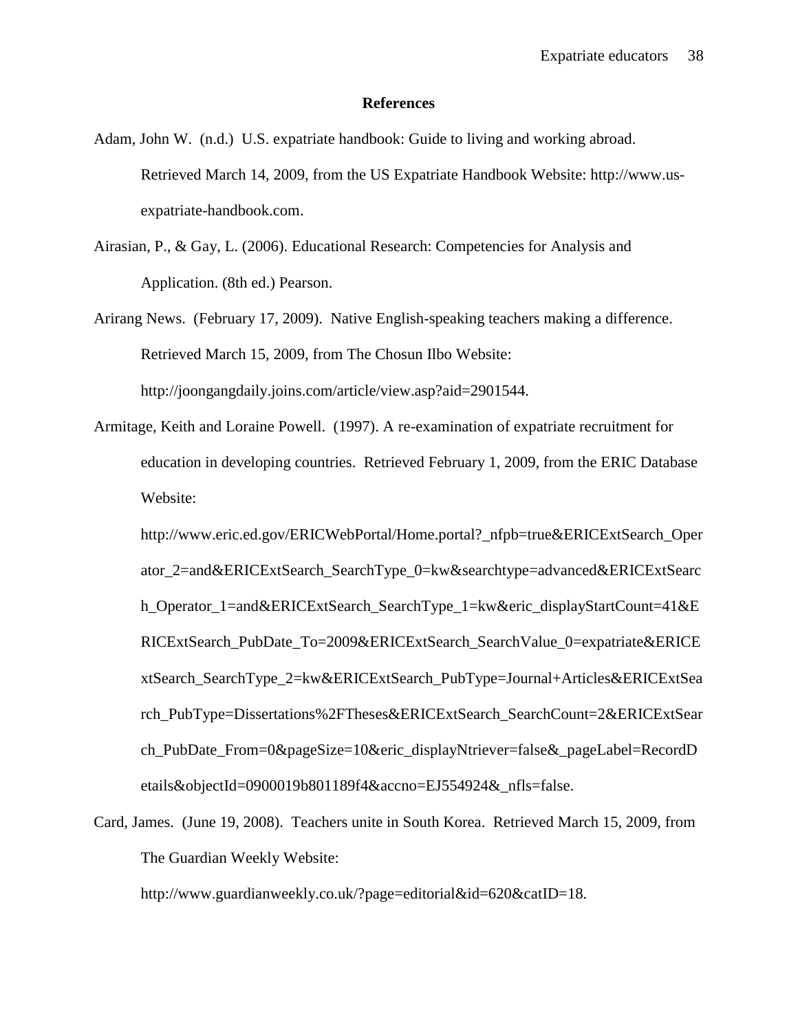**References**

Adam, John W. (n.d.) U.S. expatriate handbook: Guide to living and working abroad. Retrieved March 14, 2009, from the US Expatriate Handbook Website: http://www.us-expatriate-handbook.com.

Airasian, P., & Gay, L. (2006). Educational Research: Competencies for Analysis and Application. (8th ed.) Pearson.

Arirang News. (February 17, 2009). Native English-speaking teachers making a difference. Retrieved March 15, 2009, from The Chosun Ilbo Website: http://joongangdaily.joins.com/article/view.asp?aid=2901544.

Armitage, Keith and Loraine Powell. (1997). A re-examination of expatriate recruitment for education in developing countries. Retrieved February 1, 2009, from the ERIC Database Website: http://www.eric.ed.gov/ERICWebPortal/Home.portal?_nfpb=true&ERICExtSearch_Operator_2=and&ERICExtSearch_SearchType_0=kw&searchtype=advanced&ERICExtSearch_Operator_1=and&ERICExtSearch_SearchType_1=kw&eric_displayStartCount=41&ERICExtSearch_PubDate_To=2009&ERICExtSearch_SearchValue_0=expatriate&ERICExtSearch_SearchType_2=kw&ERICExtSearch_PubType=Journal+Articles&ERICExtSearch_PubType=Dissertations%2FTheses&ERICExtSearch_SearchCount=2&ERICExtSearch_PubDate_From=0&pageSize=10&eric_displayNtriever=false&_pageLabel=RecordDetails&objectId=0900019b801189f4&accno=EJ554924&_nfls=false.

Card, James. (June 19, 2008). Teachers unite in South Korea. Retrieved March 15, 2009, from The Guardian Weekly Website: http://www.guardianweekly.co.uk/?page=editorial&id=620&catID=18.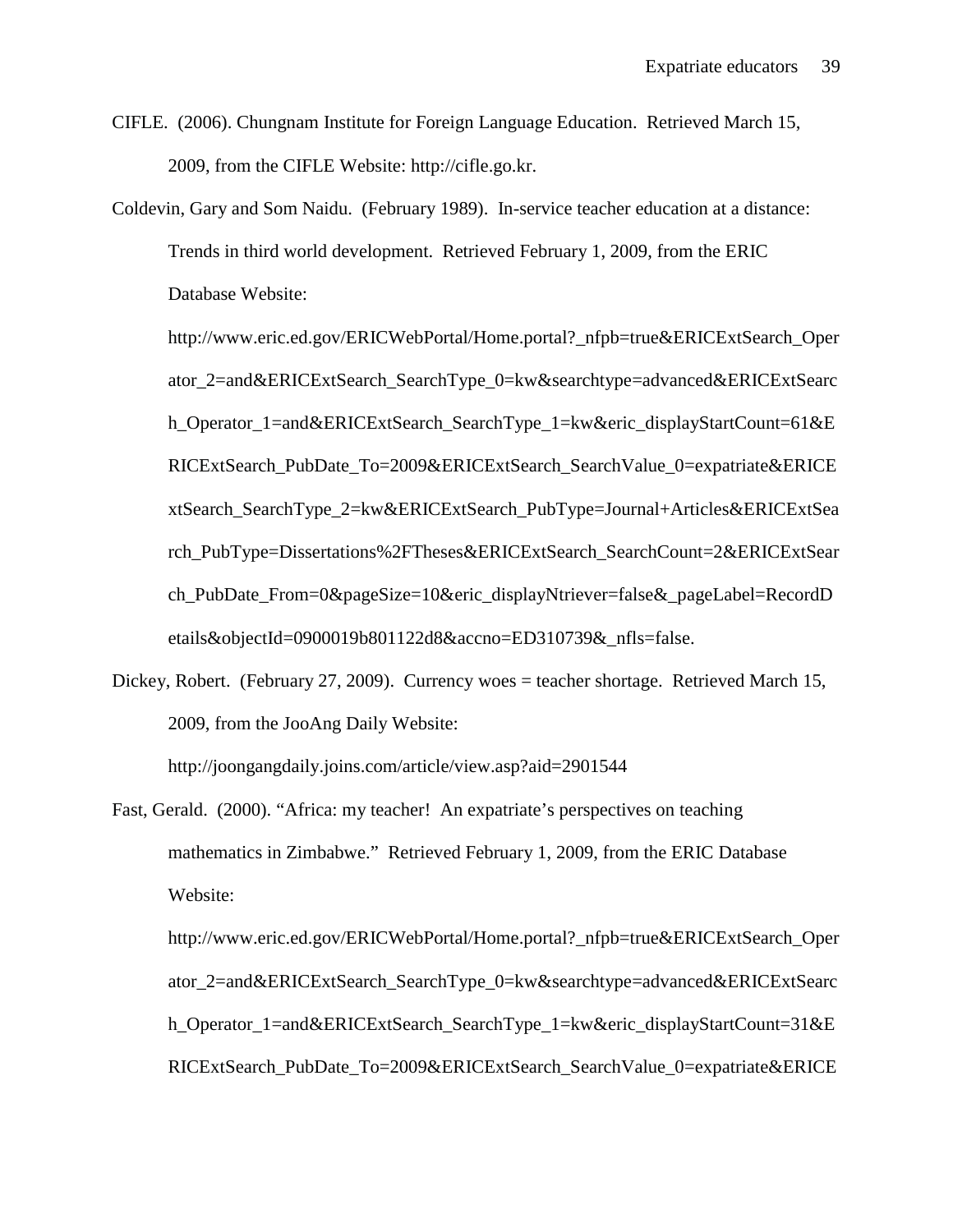CIFLE. (2006). Chungnam Institute for Foreign Language Education. Retrieved March 15, 2009, from the CIFLE Website: http://cifle.go.kr.

Coldevin, Gary and Som Naidu. (February 1989). In-service teacher education at a distance: Trends in third world development. Retrieved February 1, 2009, from the ERIC Database Website: http://www.eric.ed.gov/ERICWebPortal/Home.portal?_nfpb=true&ERICExtSearch_Operator_2=and&ERICExtSearch_SearchType_0=kw&searchtype=advanced&ERICExtSearch_Operator_1=and&ERICExtSearch_SearchType_1=kw&eric_displayStartCount=61&ERICExtSearch_PubDate_To=2009&ERICExtSearch_SearchValue_0=expatriate&ERICExtSearch_SearchType_2=kw&ERICExtSearch_PubType=Journal+Articles&ERICExtSearch_PubType=Dissertations%2FTheses&ERICExtSearch_SearchCount=2&ERICExtSearch_PubDate_From=0&pageSize=10&eric_displayNtriever=false&_pageLabel=RecordDetails&objectId=0900019b801122d8&accno=ED310739&_nfls=false.

Dickey, Robert. (February 27, 2009). Currency woes = teacher shortage. Retrieved March 15, 2009, from the JooAng Daily Website: http://joongangdaily.joins.com/article/view.asp?aid=2901544

Fast, Gerald. (2000). "Africa: my teacher! An expatriate's perspectives on teaching mathematics in Zimbabwe." Retrieved February 1, 2009, from the ERIC Database Website: http://www.eric.ed.gov/ERICWebPortal/Home.portal?_nfpb=true&ERICExtSearch_Operator_2=and&ERICExtSearch_SearchType_0=kw&searchtype=advanced&ERICExtSearch_Operator_1=and&ERICExtSearch_SearchType_1=kw&eric_displayStartCount=31&ERICExtSearch_PubDate_To=2009&ERICExtSearch_SearchValue_0=expatriate&ERICE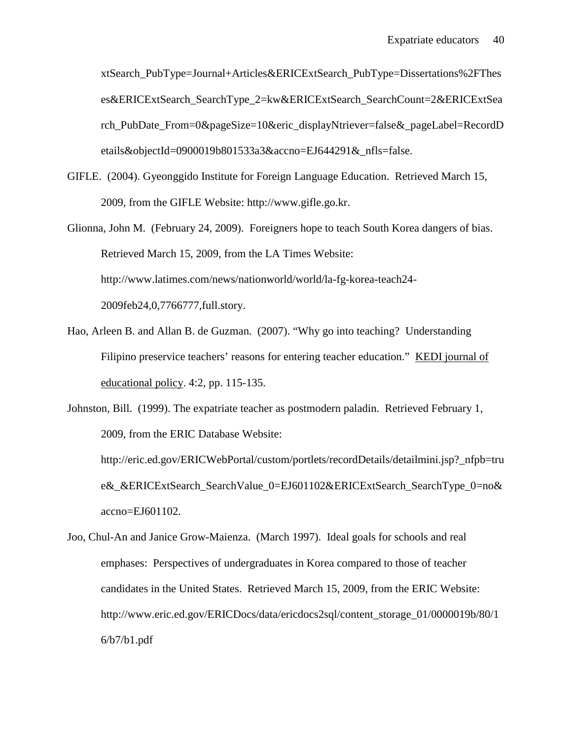xtSearch_PubType=Journal+Articles&ERICExtSearch_PubType=Dissertations%2FTheses&ERICExtSearch_SearchType_2=kw&ERICExtSearch_SearchCount=2&ERICExtSearch_PubDate_From=0&pageSize=10&eric_displayNtriever=false&_pageLabel=RecordDetails&objectId=0900019b801533a3&accno=EJ644291&_nfls=false.

GIFLE. (2004). Gyeonggido Institute for Foreign Language Education. Retrieved March 15, 2009, from the GIFLE Website: http://www.gifle.go.kr.

Glionna, John M. (February 24, 2009). Foreigners hope to teach South Korea dangers of bias. Retrieved March 15, 2009, from the LA Times Website: http://www.latimes.com/news/nationworld/world/la-fg-korea-teach24-2009feb24,0,7766777,full.story.

Hao, Arleen B. and Allan B. de Guzman. (2007). "Why go into teaching? Understanding Filipino preservice teachers' reasons for entering teacher education." KEDI journal of educational policy. 4:2, pp. 115-135.

Johnston, Bill. (1999). The expatriate teacher as postmodern paladin. Retrieved February 1, 2009, from the ERIC Database Website: http://eric.ed.gov/ERICWebPortal/custom/portlets/recordDetails/detailmini.jsp?_nfpb=true&_&ERICExtSearch_SearchValue_0=EJ601102&ERICExtSearch_SearchType_0=no&accno=EJ601102.

Joo, Chul-An and Janice Grow-Maienza. (March 1997). Ideal goals for schools and real emphases: Perspectives of undergraduates in Korea compared to those of teacher candidates in the United States. Retrieved March 15, 2009, from the ERIC Website: http://www.eric.ed.gov/ERICDocs/data/ericdocs2sql/content_storage_01/0000019b/80/16/b7/b1.pdf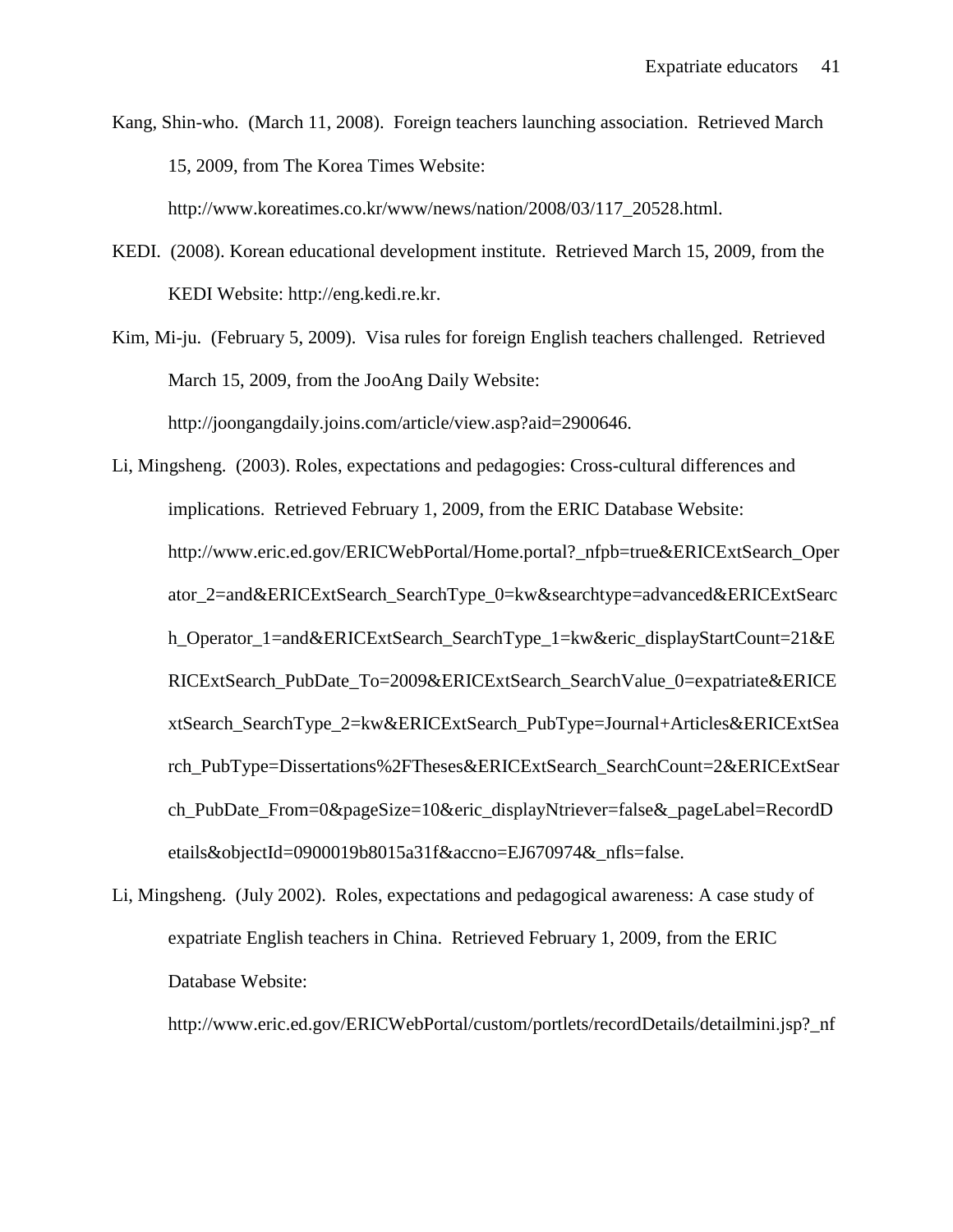Kang, Shin-who. (March 11, 2008). Foreign teachers launching association. Retrieved March 15, 2009, from The Korea Times Website: http://www.koreatimes.co.kr/www/news/nation/2008/03/117_20528.html.

KEDI. (2008). Korean educational development institute. Retrieved March 15, 2009, from the KEDI Website: http://eng.kedi.re.kr.

Kim, Mi-ju. (February 5, 2009). Visa rules for foreign English teachers challenged. Retrieved March 15, 2009, from the JooAng Daily Website: http://joongangdaily.joins.com/article/view.asp?aid=2900646.

Li, Mingsheng. (2003). Roles, expectations and pedagogies: Cross-cultural differences and implications. Retrieved February 1, 2009, from the ERIC Database Website: http://www.eric.ed.gov/ERICWebPortal/Home.portal?_nfpb=true&ERICExtSearch_Operator_2=and&ERICExtSearch_SearchType_0=kw&searchtype=advanced&ERICExtSearch_Operator_1=and&ERICExtSearch_SearchType_1=kw&eric_displayStartCount=21&ERICExtSearch_PubDate_To=2009&ERICExtSearch_SearchValue_0=expatriate&ERICExtSearch_SearchType_2=kw&ERICExtSearch_PubType=Journal+Articles&ERICExtSearch_PubType=Dissertations%2FTheses&ERICExtSearch_SearchCount=2&ERICExtSearch_PubDate_From=0&pageSize=10&eric_displayNtriever=false&_pageLabel=RecordDetails&objectId=0900019b8015a31f&accno=EJ670974&_nfls=false.

Li, Mingsheng. (July 2002). Roles, expectations and pedagogical awareness: A case study of expatriate English teachers in China. Retrieved February 1, 2009, from the ERIC Database Website: http://www.eric.ed.gov/ERICWebPortal/custom/portlets/recordDetails/detailmini.jsp?_nf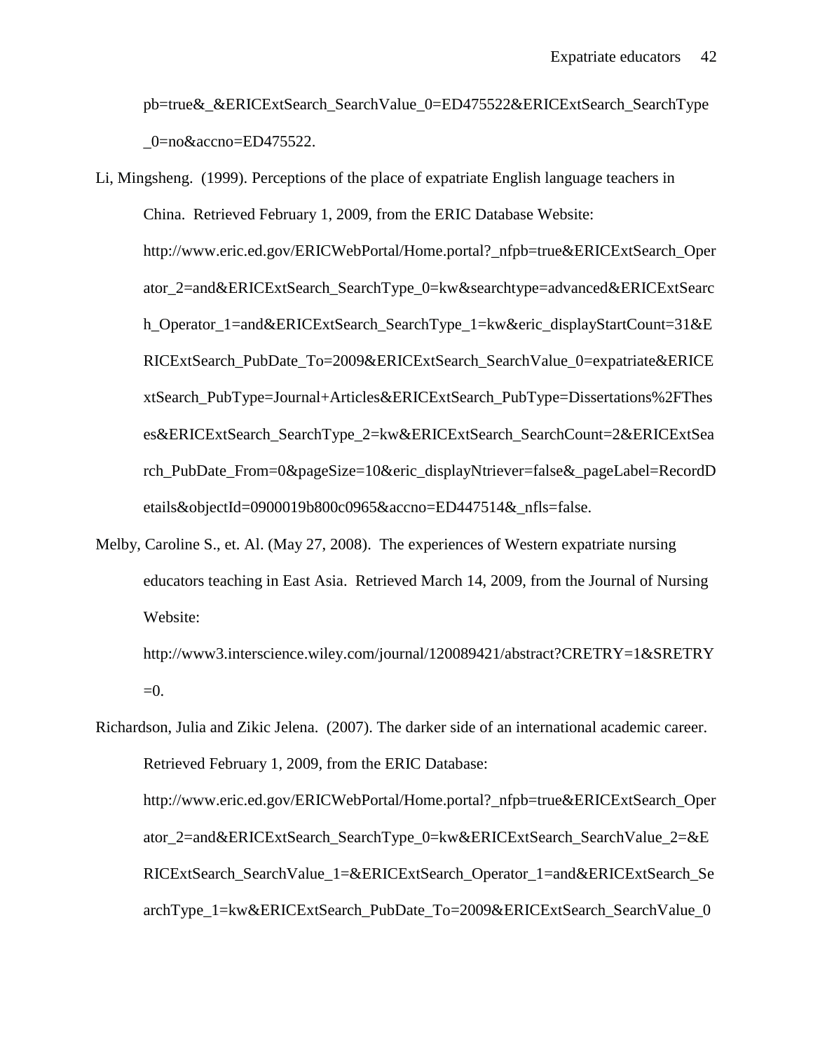pb=true&_&ERICExtSearch_SearchValue_0=ED475522&ERICExtSearch_SearchType_0=no&accno=ED475522.

Li, Mingsheng. (1999). Perceptions of the place of expatriate English language teachers in China. Retrieved February 1, 2009, from the ERIC Database Website: http://www.eric.ed.gov/ERICWebPortal/Home.portal?_nfpb=true&ERICExtSearch_Operator_2=and&ERICExtSearch_SearchType_0=kw&searchtype=advanced&ERICExtSearch_Operator_1=and&ERICExtSearch_SearchType_1=kw&eric_displayStartCount=31&ERICExtSearch_PubDate_To=2009&ERICExtSearch_SearchValue_0=expatriate&ERICExtSearch_PubType=Journal+Articles&ERICExtSearch_PubType=Dissertations%2FTheses&ERICExtSearch_SearchType_2=kw&ERICExtSearch_SearchCount=2&ERICExtSearch_PubDate_From=0&pageSize=10&eric_displayNtriever=false&_pageLabel=RecordDetails&objectId=0900019b800c0965&accno=ED447514&_nfls=false.

Melby, Caroline S., et. Al. (May 27, 2008). The experiences of Western expatriate nursing educators teaching in East Asia. Retrieved March 14, 2009, from the Journal of Nursing Website: http://www3.interscience.wiley.com/journal/120089421/abstract?CRETRY=1&SRETRY=0.

Richardson, Julia and Zikic Jelena. (2007). The darker side of an international academic career. Retrieved February 1, 2009, from the ERIC Database: http://www.eric.ed.gov/ERICWebPortal/Home.portal?_nfpb=true&ERICExtSearch_Operator_2=and&ERICExtSearch_SearchType_0=kw&ERICExtSearch_SearchValue_2=&ERICExtSearch_SearchValue_1=&ERICExtSearch_Operator_1=and&ERICExtSearch_SearchType_1=kw&ERICExtSearch_PubDate_To=2009&ERICExtSearch_SearchValue_0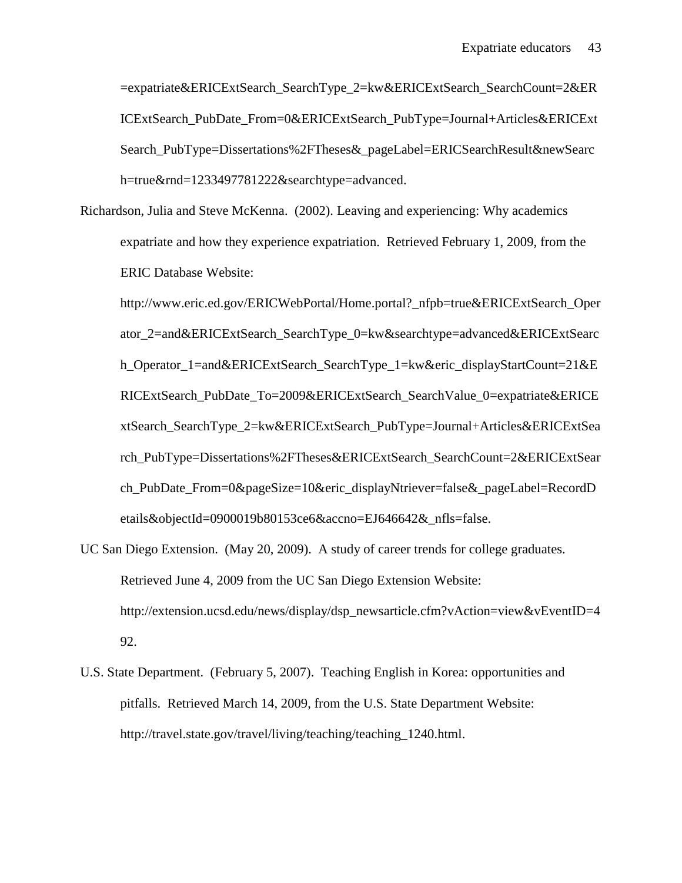=expatriate&ERICExtSearch_SearchType_2=kw&ERICExtSearch_SearchCount=2&ERICExtSearch_PubDate_From=0&ERICExtSearch_PubType=Journal+Articles&ERICExtSearch_PubType=Dissertations%2FTheses&_pageLabel=ERICSearchResult&newSearch=true&rnd=1233497781222&searchtype=advanced.

Richardson, Julia and Steve McKenna. (2002). Leaving and experiencing: Why academics expatriate and how they experience expatriation. Retrieved February 1, 2009, from the ERIC Database Website: http://www.eric.ed.gov/ERICWebPortal/Home.portal?_nfpb=true&ERICExtSearch_Operator_2=and&ERICExtSearch_SearchType_0=kw&searchtype=advanced&ERICExtSearch_Operator_1=and&ERICExtSearch_SearchType_1=kw&eric_displayStartCount=21&ERICExtSearch_PubDate_To=2009&ERICExtSearch_SearchValue_0=expatriate&ERICExtSearch_SearchType_2=kw&ERICExtSearch_PubType=Journal+Articles&ERICExtSearch_PubType=Dissertations%2FTheses&ERICExtSearch_SearchCount=2&ERICExtSearch_PubDate_From=0&pageSize=10&eric_displayNtriever=false&_pageLabel=RecordDetails&objectId=0900019b80153ce6&accno=EJ646642&_nfls=false.

UC San Diego Extension. (May 20, 2009). A study of career trends for college graduates. Retrieved June 4, 2009 from the UC San Diego Extension Website: http://extension.ucsd.edu/news/display/dsp_newsarticle.cfm?vAction=view&vEventID=492.

U.S. State Department. (February 5, 2007). Teaching English in Korea: opportunities and pitfalls. Retrieved March 14, 2009, from the U.S. State Department Website: http://travel.state.gov/travel/living/teaching/teaching_1240.html.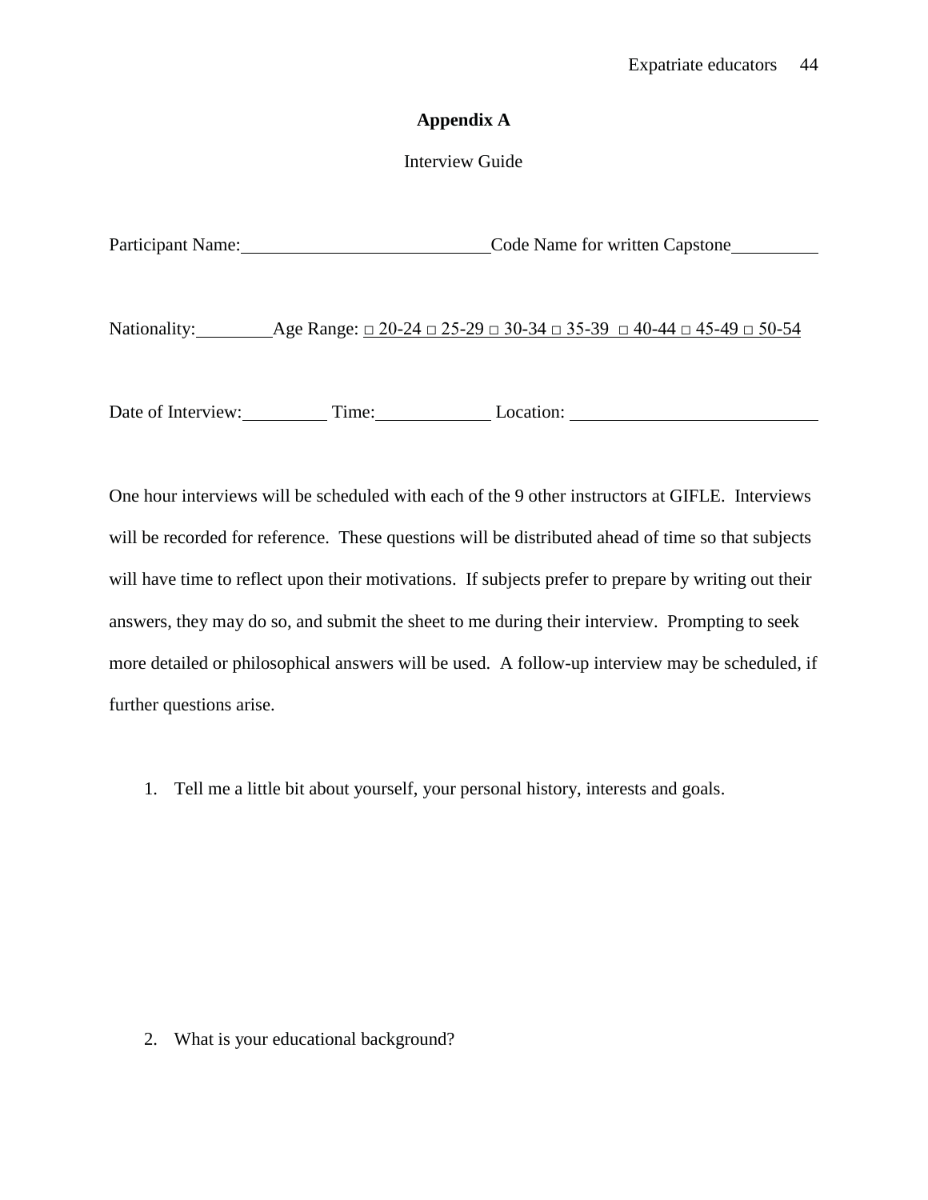## Appendix A

Interview Guide

Participant Name:\_\_\_\_\_\_\_\_\_\_\_\_\_\_\_\_\_\_\_\_\_\_\_\_\_\_\_\_Code Name for written Capstone\_\_\_\_\_\_\_\_\_\_

Nationality:\_\_\_\_\_\_\_\_\_Age Range: □ 20-24 □ 25-29 □ 30-34 □ 35-39 □ 40-44 □ 45-49 □ 50-54

Date of Interview:\_\_\_\_\_\_\_\_\_\_ Time:\_\_\_\_\_\_\_\_\_\_\_\_\_ Location: \_\_\_\_\_\_\_\_\_\_\_\_\_\_\_\_\_\_\_\_\_\_\_\_\_\_\_\_

One hour interviews will be scheduled with each of the 9 other instructors at GIFLE. Interviews will be recorded for reference. These questions will be distributed ahead of time so that subjects will have time to reflect upon their motivations. If subjects prefer to prepare by writing out their answers, they may do so, and submit the sheet to me during their interview. Prompting to seek more detailed or philosophical answers will be used. A follow-up interview may be scheduled, if further questions arise.

1. Tell me a little bit about yourself, your personal history, interests and goals.

2. What is your educational background?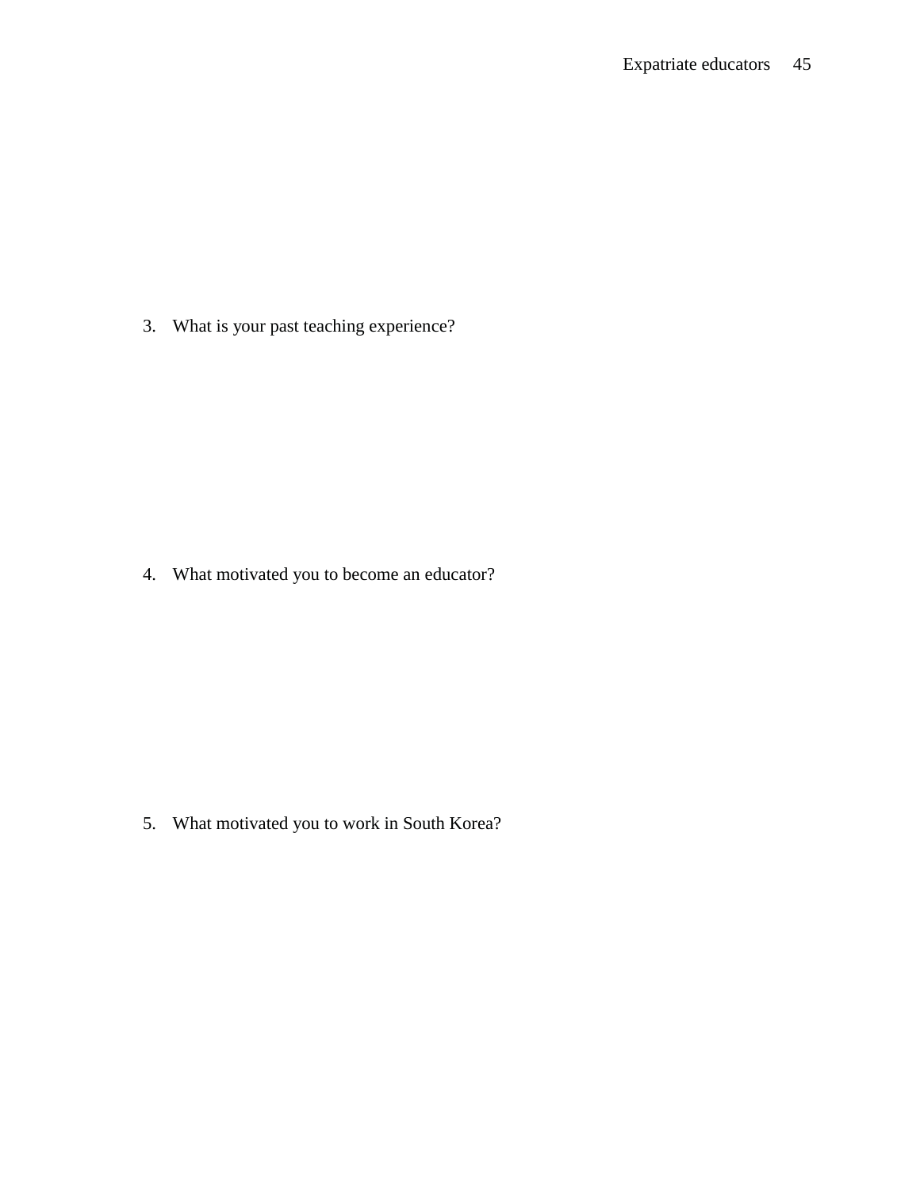3. What is your past teaching experience?

4. What motivated you to become an educator?

5. What motivated you to work in South Korea?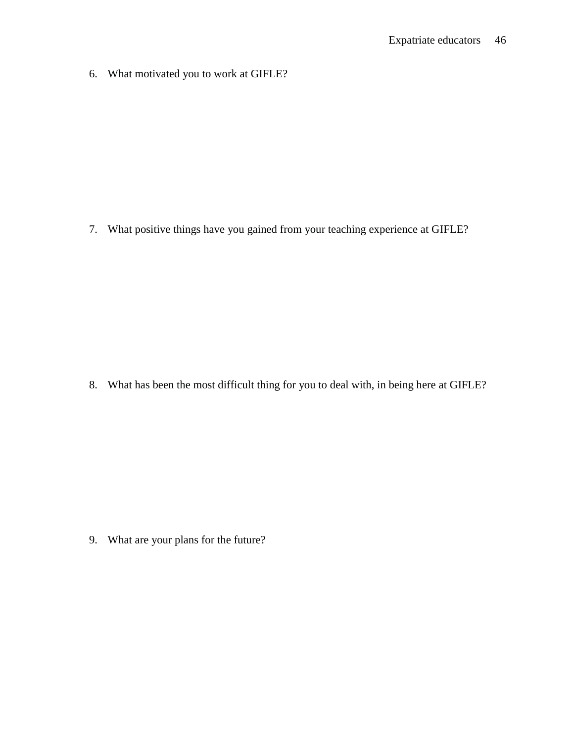6. What motivated you to work at GIFLE?

7. What positive things have you gained from your teaching experience at GIFLE?

8. What has been the most difficult thing for you to deal with, in being here at GIFLE?

9. What are your plans for the future?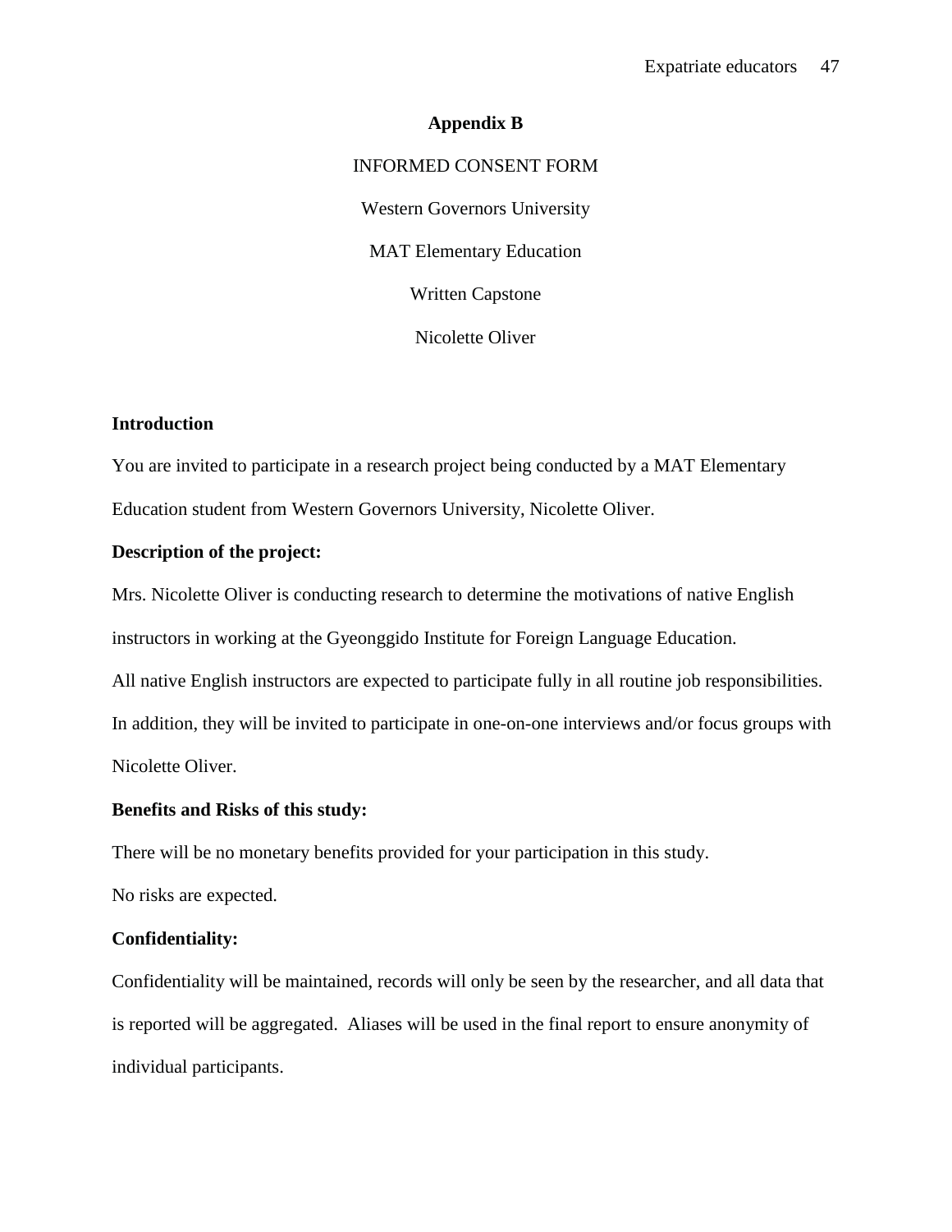# Appendix B

INFORMED CONSENT FORM

Western Governors University

MAT Elementary Education

Written Capstone

Nicolette Oliver

**Introduction**

You are invited to participate in a research project being conducted by a MAT Elementary Education student from Western Governors University, Nicolette Oliver.

**Description of the project:**

Mrs. Nicolette Oliver is conducting research to determine the motivations of native English instructors in working at the Gyeonggido Institute for Foreign Language Education.

All native English instructors are expected to participate fully in all routine job responsibilities. In addition, they will be invited to participate in one-on-one interviews and/or focus groups with Nicolette Oliver.

**Benefits and Risks of this study:**

There will be no monetary benefits provided for your participation in this study.

No risks are expected.

**Confidentiality:**

Confidentiality will be maintained, records will only be seen by the researcher, and all data that is reported will be aggregated. Aliases will be used in the final report to ensure anonymity of individual participants.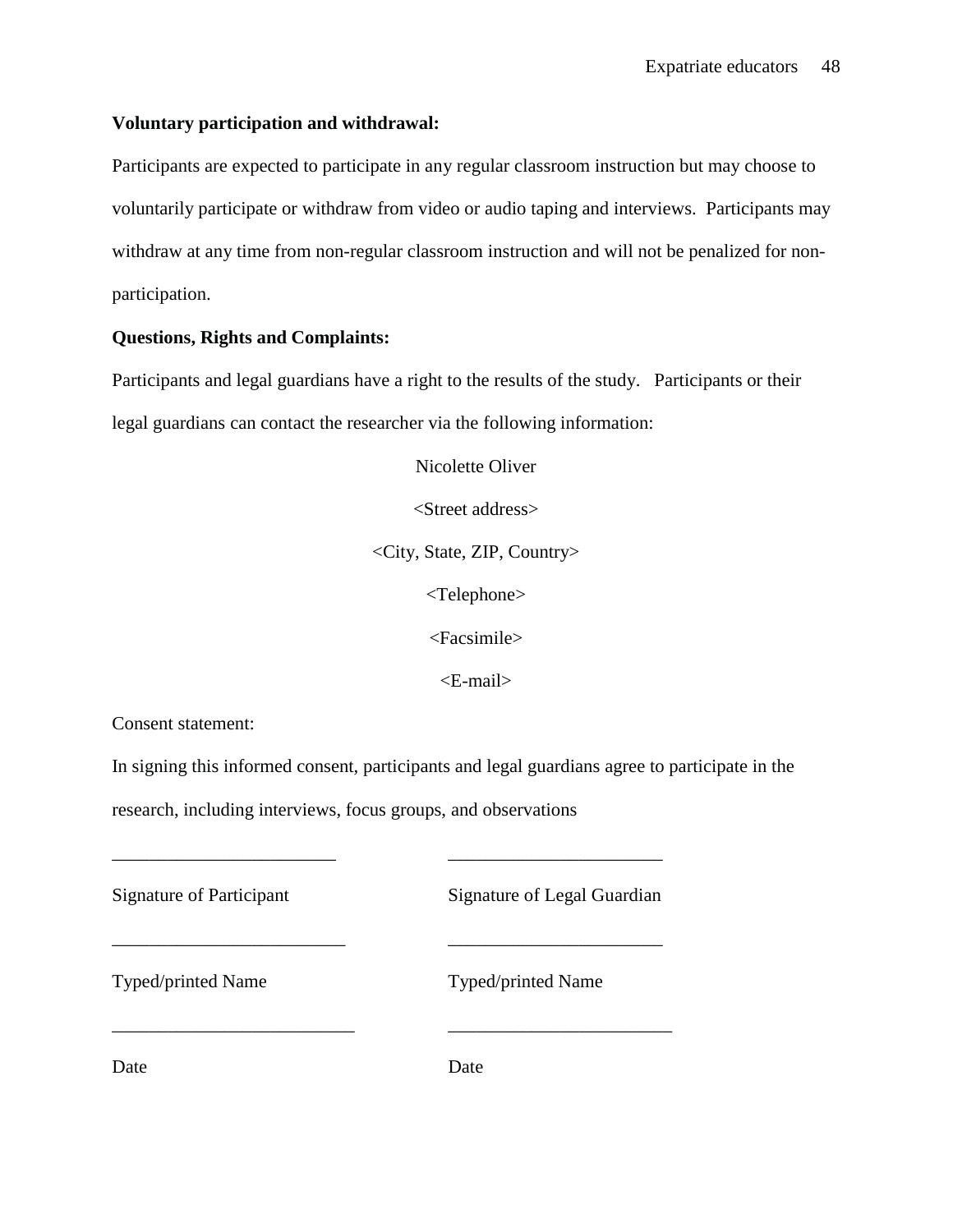**Voluntary participation and withdrawal:**

Participants are expected to participate in any regular classroom instruction but may choose to voluntarily participate or withdraw from video or audio taping and interviews. Participants may withdraw at any time from non-regular classroom instruction and will not be penalized for non-participation.

**Questions, Rights and Complaints:**

Participants and legal guardians have a right to the results of the study. Participants or their legal guardians can contact the researcher via the following information:

Nicolette Oliver

<Street address>

<City, State, ZIP, Country>

<Telephone>

<Facsimile>

<E-mail>

Consent statement:

In signing this informed consent, participants and legal guardians agree to participate in the research, including interviews, focus groups, and observations

| | |
|---|---|
| ________________________ | _______________________ |
| Signature of Participant | Signature of Legal Guardian |
| _________________________ | _______________________ |
| Typed/printed Name | Typed/printed Name |
| __________________________ | ________________________ |
| Date | Date |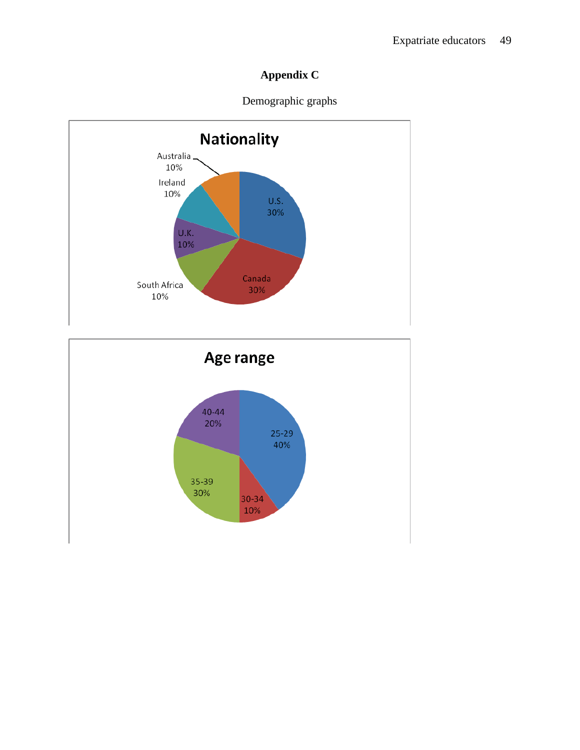# Appendix C

Demographic graphs

**Nationality**

Australia 10%

Ireland 10%

U.S. 30%

U.K. 10%

South Africa 10%

Canada 30%

**Age range**

40-44 20%

25-29 40%

35-39 30%

30-34 10%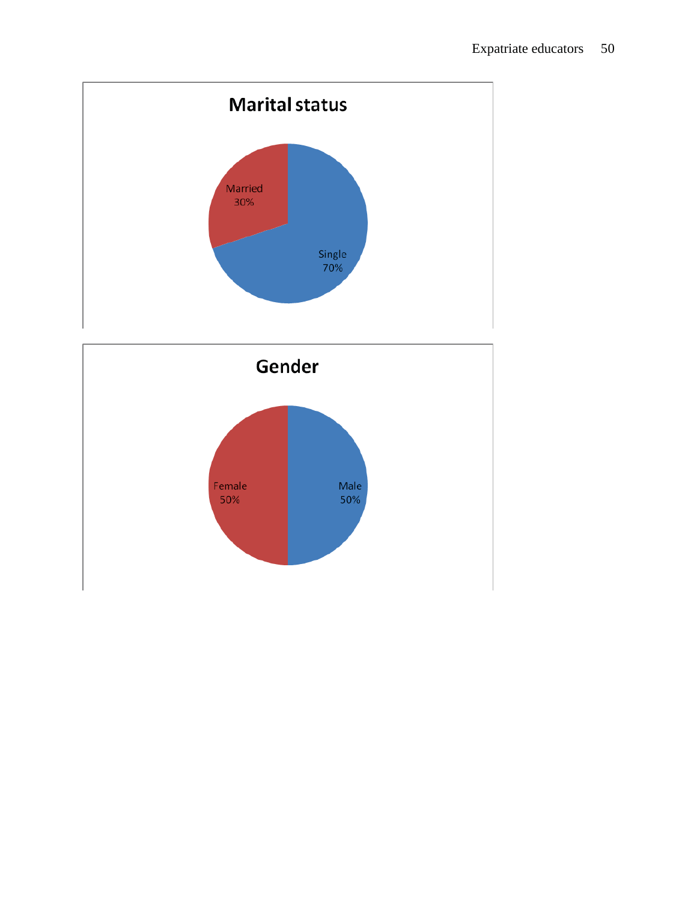**Marital status**

Married 30%

Single 70%

**Gender**

Female 50%

Male 50%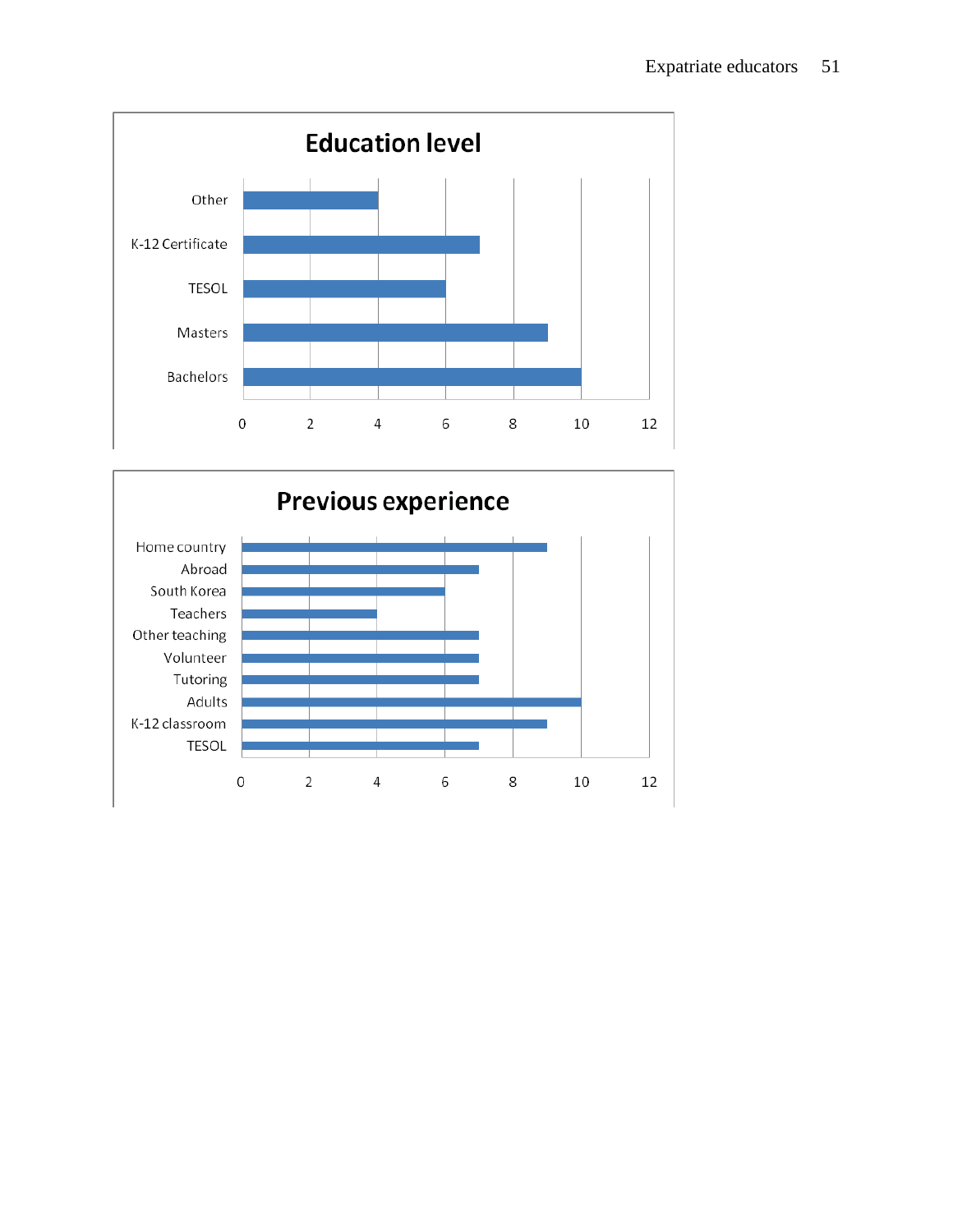## Education level

| Category | Count |
|---|---|
| Other | 4 |
| K-12 Certificate | 7 |
| TESOL | 6 |
| Masters | 9 |
| Bachelors | 10 |

## Previous experience

| Category | Count |
|---|---|
| Home country | 9 |
| Abroad | 7 |
| South Korea | 6 |
| Teachers | 4 |
| Other teaching | 7 |
| Volunteer | 7 |
| Tutoring | 7 |
| Adults | 10 |
| K-12 classroom | 9 |
| TESOL | 7 |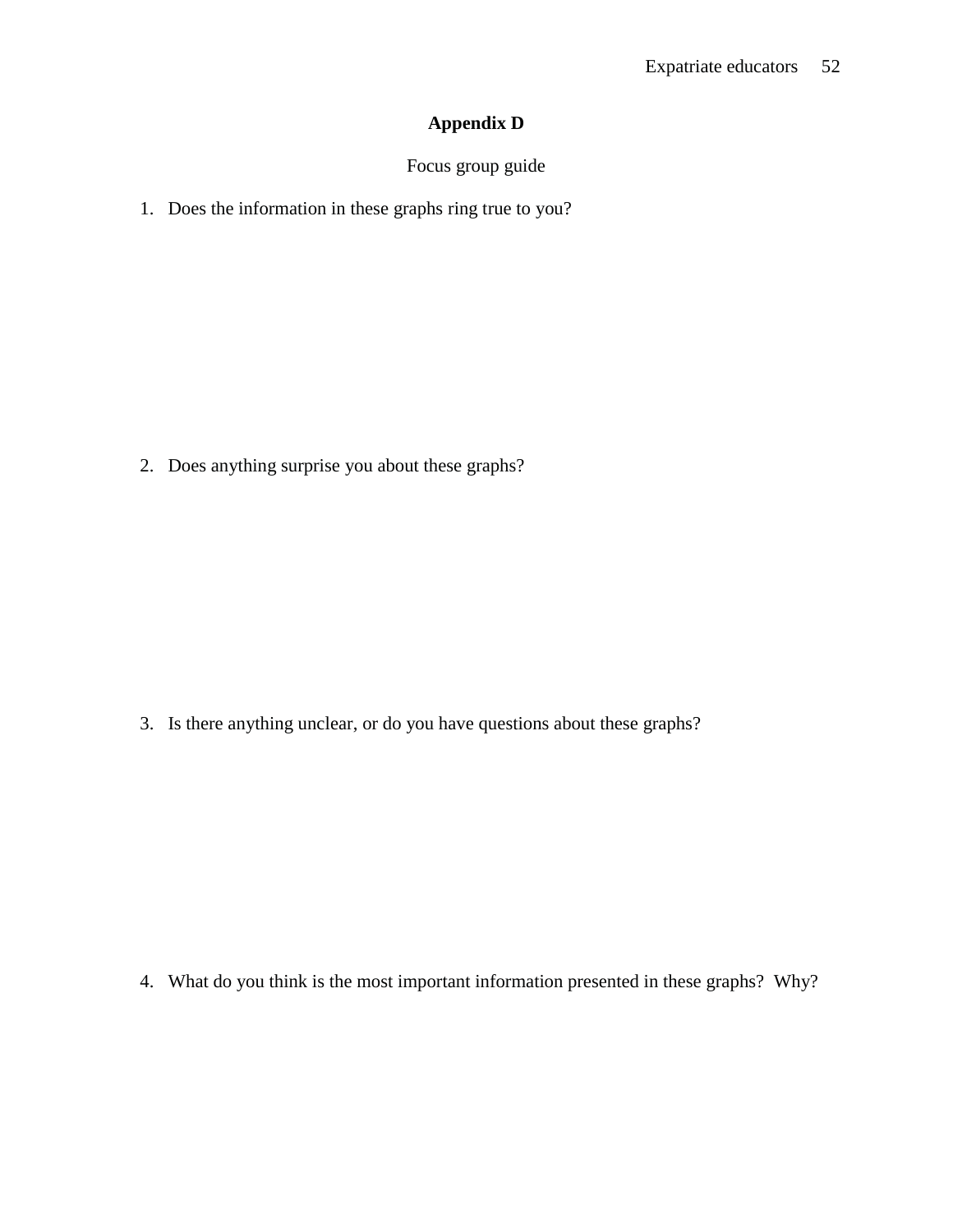# Appendix D

Focus group guide

1. Does the information in these graphs ring true to you?

2. Does anything surprise you about these graphs?

3. Is there anything unclear, or do you have questions about these graphs?

4. What do you think is the most important information presented in these graphs? Why?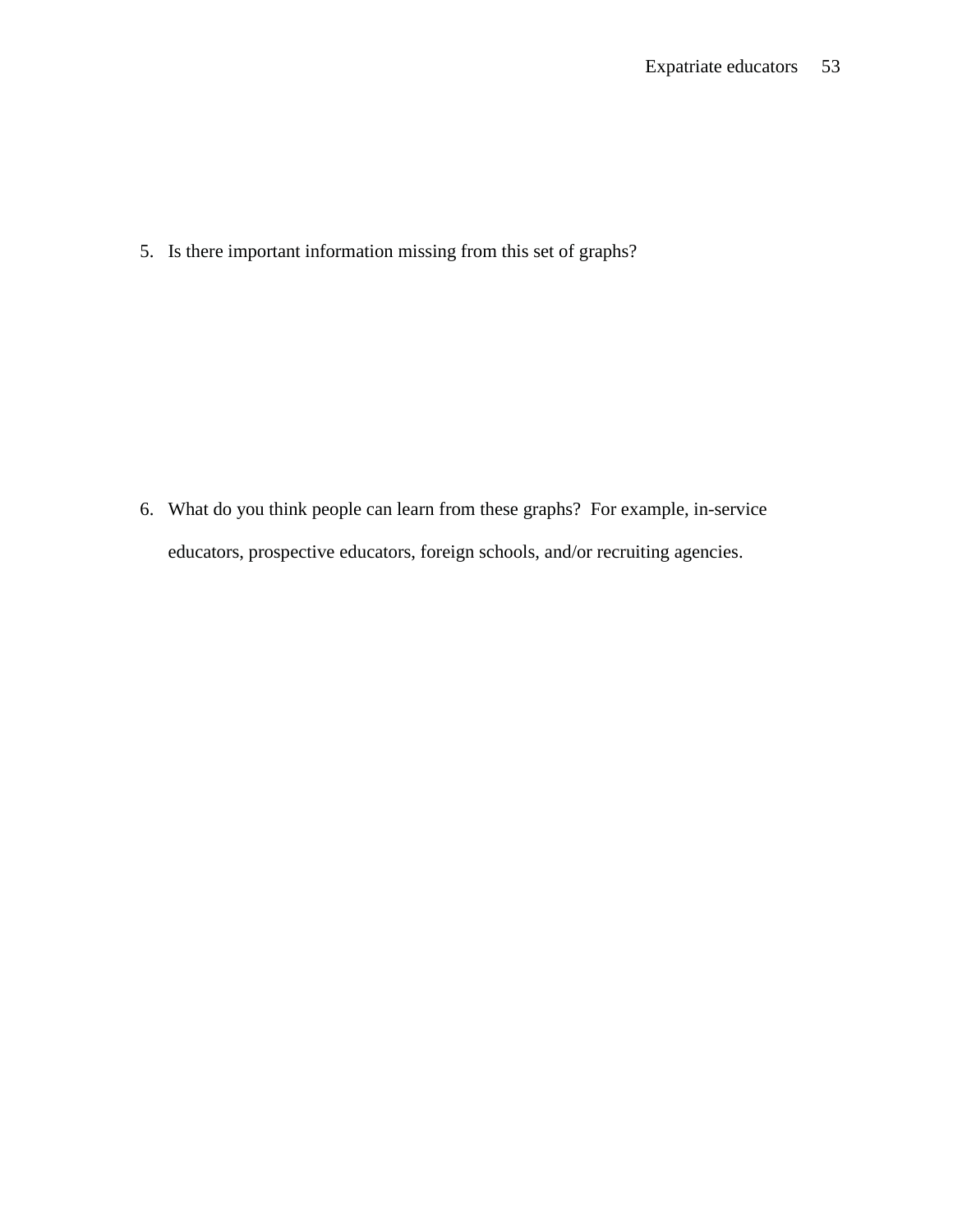5. Is there important information missing from this set of graphs?

6. What do you think people can learn from these graphs? For example, in-service educators, prospective educators, foreign schools, and/or recruiting agencies.